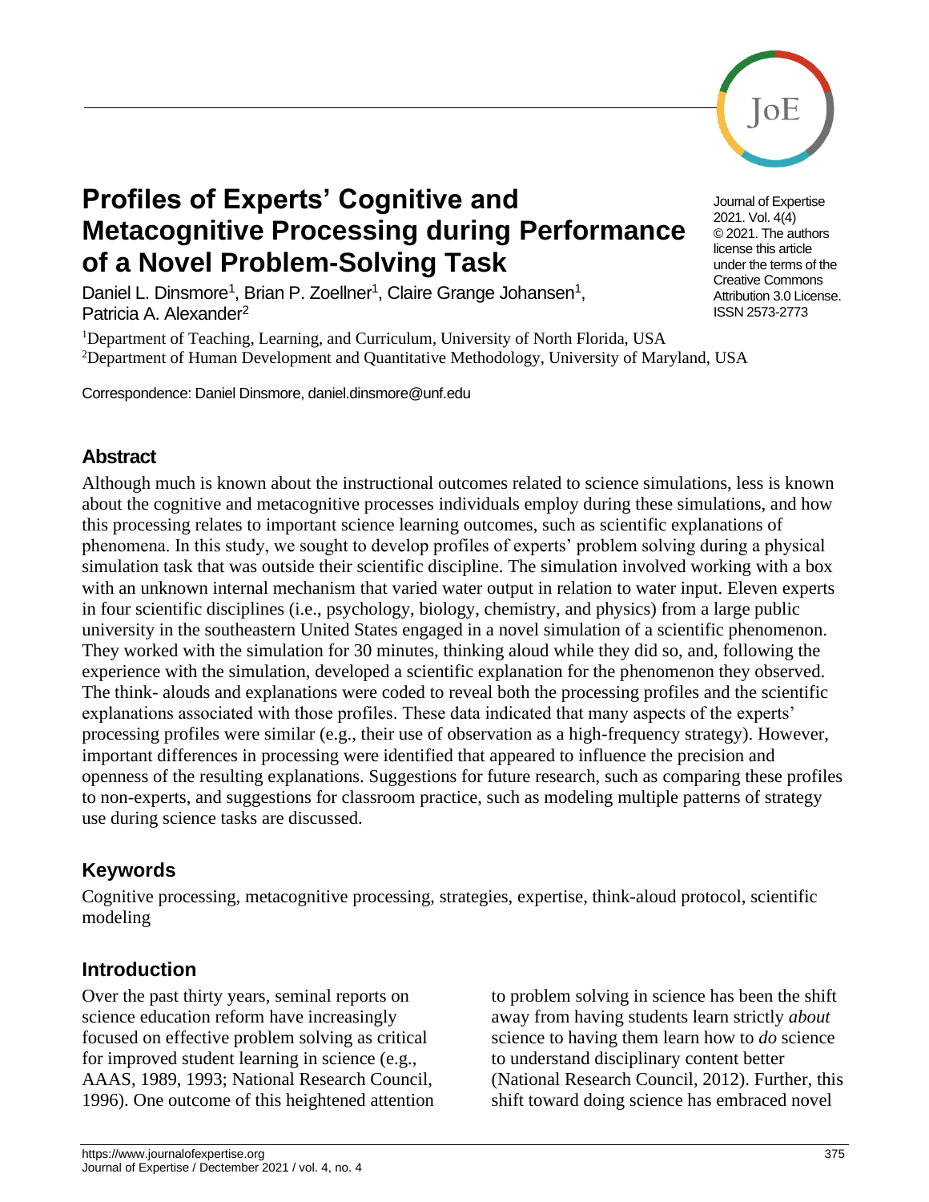# Profiles of Experts' Cognitive and Metacognitive Processing during Performance of a Novel Problem-Solving Task

Journal of Expertise
2021. Vol. 4(4)
© 2021. The authors license this article under the terms of the Creative Commons Attribution 3.0 License.
ISSN 2573-2773

Daniel L. Dinsmore[1], Brian P. Zoellner[1], Claire Grange Johansen[1], Patricia A. Alexander[2]

[1]Department of Teaching, Learning, and Curriculum, University of North Florida, USA
[2]Department of Human Development and Quantitative Methodology, University of Maryland, USA

Correspondence: Daniel Dinsmore, daniel.dinsmore@unf.edu

## Abstract

Although much is known about the instructional outcomes related to science simulations, less is known about the cognitive and metacognitive processes individuals employ during these simulations, and how this processing relates to important science learning outcomes, such as scientific explanations of phenomena. In this study, we sought to develop profiles of experts' problem solving during a physical simulation task that was outside their scientific discipline. The simulation involved working with a box with an unknown internal mechanism that varied water output in relation to water input. Eleven experts in four scientific disciplines (i.e., psychology, biology, chemistry, and physics) from a large public university in the southeastern United States engaged in a novel simulation of a scientific phenomenon. They worked with the simulation for 30 minutes, thinking aloud while they did so, and, following the experience with the simulation, developed a scientific explanation for the phenomenon they observed. The think- alouds and explanations were coded to reveal both the processing profiles and the scientific explanations associated with those profiles. These data indicated that many aspects of the experts' processing profiles were similar (e.g., their use of observation as a high-frequency strategy). However, important differences in processing were identified that appeared to influence the precision and openness of the resulting explanations. Suggestions for future research, such as comparing these profiles to non-experts, and suggestions for classroom practice, such as modeling multiple patterns of strategy use during science tasks are discussed.

## Keywords

Cognitive processing, metacognitive processing, strategies, expertise, think-aloud protocol, scientific modeling

## Introduction

Over the past thirty years, seminal reports on science education reform have increasingly focused on effective problem solving as critical for improved student learning in science (e.g., AAAS, 1989, 1993; National Research Council, 1996). One outcome of this heightened attention to problem solving in science has been the shift away from having students learn strictly *about* science to having them learn how to *do* science to understand disciplinary content better (National Research Council, 2012). Further, this shift toward doing science has embraced novel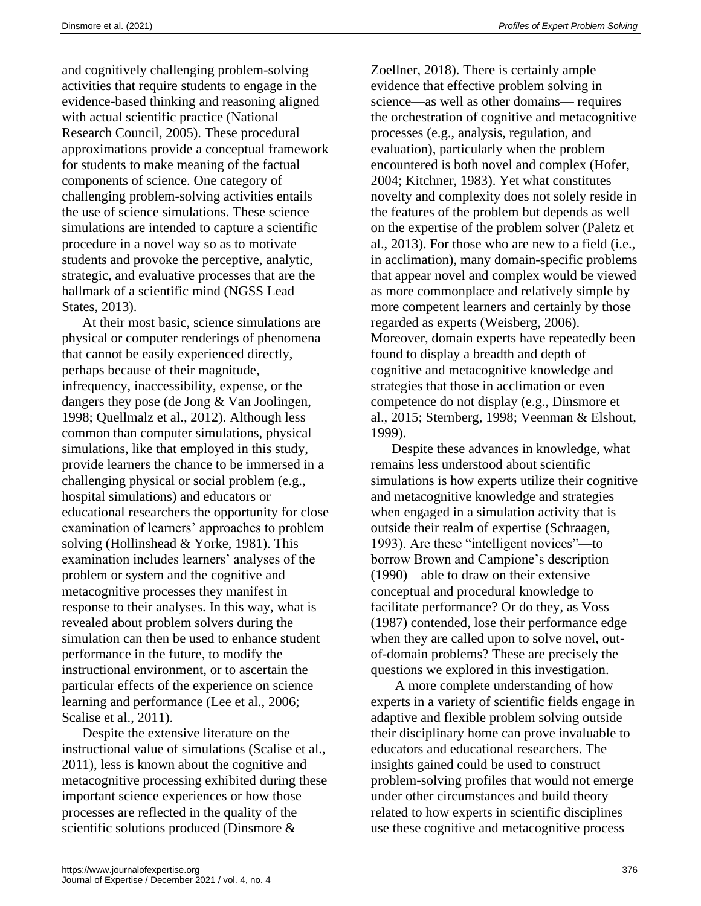and cognitively challenging problem-solving activities that require students to engage in the evidence-based thinking and reasoning aligned with actual scientific practice (National Research Council, 2005). These procedural approximations provide a conceptual framework for students to make meaning of the factual components of science. One category of challenging problem-solving activities entails the use of science simulations. These science simulations are intended to capture a scientific procedure in a novel way so as to motivate students and provoke the perceptive, analytic, strategic, and evaluative processes that are the hallmark of a scientific mind (NGSS Lead States, 2013).

At their most basic, science simulations are physical or computer renderings of phenomena that cannot be easily experienced directly, perhaps because of their magnitude, infrequency, inaccessibility, expense, or the dangers they pose (de Jong & Van Joolingen, 1998; Quellmalz et al., 2012). Although less common than computer simulations, physical simulations, like that employed in this study, provide learners the chance to be immersed in a challenging physical or social problem (e.g., hospital simulations) and educators or educational researchers the opportunity for close examination of learners' approaches to problem solving (Hollinshead & Yorke, 1981). This examination includes learners' analyses of the problem or system and the cognitive and metacognitive processes they manifest in response to their analyses. In this way, what is revealed about problem solvers during the simulation can then be used to enhance student performance in the future, to modify the instructional environment, or to ascertain the particular effects of the experience on science learning and performance (Lee et al., 2006; Scalise et al., 2011).

Despite the extensive literature on the instructional value of simulations (Scalise et al., 2011), less is known about the cognitive and metacognitive processing exhibited during these important science experiences or how those processes are reflected in the quality of the scientific solutions produced (Dinsmore & Zoellner, 2018). There is certainly ample evidence that effective problem solving in science—as well as other domains— requires the orchestration of cognitive and metacognitive processes (e.g., analysis, regulation, and evaluation), particularly when the problem encountered is both novel and complex (Hofer, 2004; Kitchner, 1983). Yet what constitutes novelty and complexity does not solely reside in the features of the problem but depends as well on the expertise of the problem solver (Paletz et al., 2013). For those who are new to a field (i.e., in acclimation), many domain-specific problems that appear novel and complex would be viewed as more commonplace and relatively simple by more competent learners and certainly by those regarded as experts (Weisberg, 2006). Moreover, domain experts have repeatedly been found to display a breadth and depth of cognitive and metacognitive knowledge and strategies that those in acclimation or even competence do not display (e.g., Dinsmore et al., 2015; Sternberg, 1998; Veenman & Elshout, 1999).

Despite these advances in knowledge, what remains less understood about scientific simulations is how experts utilize their cognitive and metacognitive knowledge and strategies when engaged in a simulation activity that is outside their realm of expertise (Schraagen, 1993). Are these "intelligent novices"—to borrow Brown and Campione's description (1990)—able to draw on their extensive conceptual and procedural knowledge to facilitate performance? Or do they, as Voss (1987) contended, lose their performance edge when they are called upon to solve novel, out-of-domain problems? These are precisely the questions we explored in this investigation.

A more complete understanding of how experts in a variety of scientific fields engage in adaptive and flexible problem solving outside their disciplinary home can prove invaluable to educators and educational researchers. The insights gained could be used to construct problem-solving profiles that would not emerge under other circumstances and build theory related to how experts in scientific disciplines use these cognitive and metacognitive process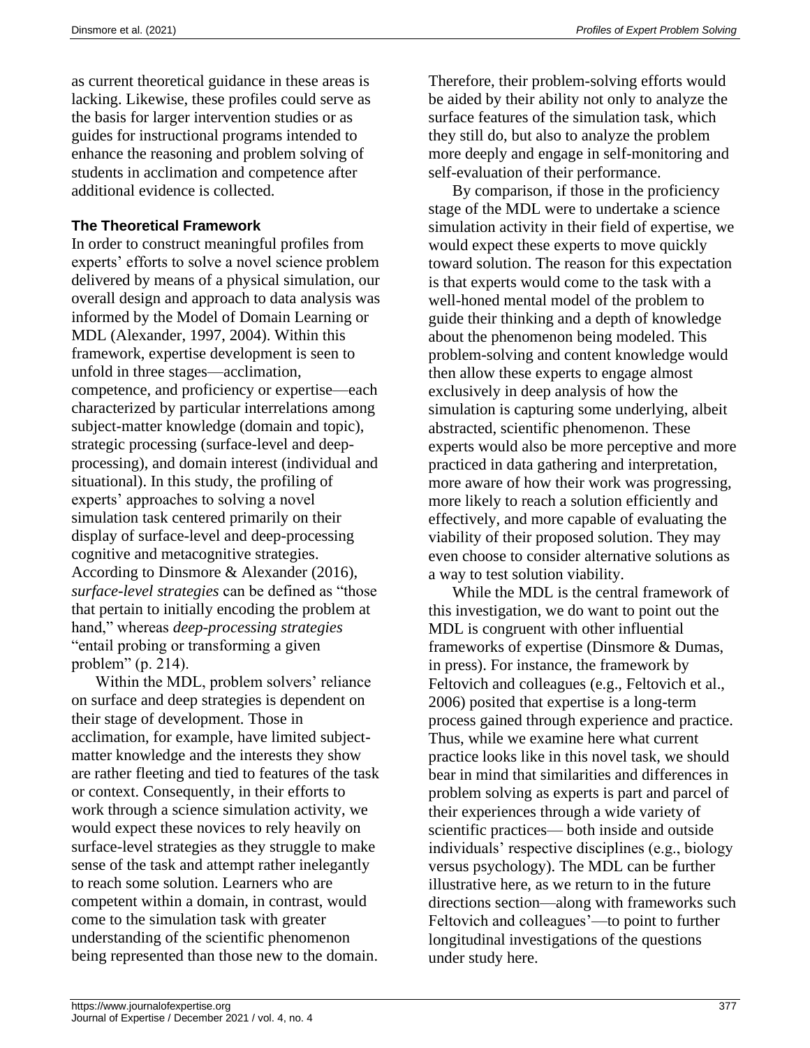as current theoretical guidance in these areas is lacking. Likewise, these profiles could serve as the basis for larger intervention studies or as guides for instructional programs intended to enhance the reasoning and problem solving of students in acclimation and competence after additional evidence is collected.

### The Theoretical Framework

In order to construct meaningful profiles from experts' efforts to solve a novel science problem delivered by means of a physical simulation, our overall design and approach to data analysis was informed by the Model of Domain Learning or MDL (Alexander, 1997, 2004). Within this framework, expertise development is seen to unfold in three stages—acclimation, competence, and proficiency or expertise—each characterized by particular interrelations among subject-matter knowledge (domain and topic), strategic processing (surface-level and deep-processing), and domain interest (individual and situational). In this study, the profiling of experts' approaches to solving a novel simulation task centered primarily on their display of surface-level and deep-processing cognitive and metacognitive strategies. According to Dinsmore & Alexander (2016), *surface-level strategies* can be defined as "those that pertain to initially encoding the problem at hand," whereas *deep-processing strategies* "entail probing or transforming a given problem" (p. 214).

Within the MDL, problem solvers' reliance on surface and deep strategies is dependent on their stage of development. Those in acclimation, for example, have limited subject-matter knowledge and the interests they show are rather fleeting and tied to features of the task or context. Consequently, in their efforts to work through a science simulation activity, we would expect these novices to rely heavily on surface-level strategies as they struggle to make sense of the task and attempt rather inelegantly to reach some solution. Learners who are competent within a domain, in contrast, would come to the simulation task with greater understanding of the scientific phenomenon being represented than those new to the domain. Therefore, their problem-solving efforts would be aided by their ability not only to analyze the surface features of the simulation task, which they still do, but also to analyze the problem more deeply and engage in self-monitoring and self-evaluation of their performance.

By comparison, if those in the proficiency stage of the MDL were to undertake a science simulation activity in their field of expertise, we would expect these experts to move quickly toward solution. The reason for this expectation is that experts would come to the task with a well-honed mental model of the problem to guide their thinking and a depth of knowledge about the phenomenon being modeled. This problem-solving and content knowledge would then allow these experts to engage almost exclusively in deep analysis of how the simulation is capturing some underlying, albeit abstracted, scientific phenomenon. These experts would also be more perceptive and more practiced in data gathering and interpretation, more aware of how their work was progressing, more likely to reach a solution efficiently and effectively, and more capable of evaluating the viability of their proposed solution. They may even choose to consider alternative solutions as a way to test solution viability.

While the MDL is the central framework of this investigation, we do want to point out the MDL is congruent with other influential frameworks of expertise (Dinsmore & Dumas, in press). For instance, the framework by Feltovich and colleagues (e.g., Feltovich et al., 2006) posited that expertise is a long-term process gained through experience and practice. Thus, while we examine here what current practice looks like in this novel task, we should bear in mind that similarities and differences in problem solving as experts is part and parcel of their experiences through a wide variety of scientific practices— both inside and outside individuals' respective disciplines (e.g., biology versus psychology). The MDL can be further illustrative here, as we return to in the future directions section—along with frameworks such Feltovich and colleagues'—to point to further longitudinal investigations of the questions under study here.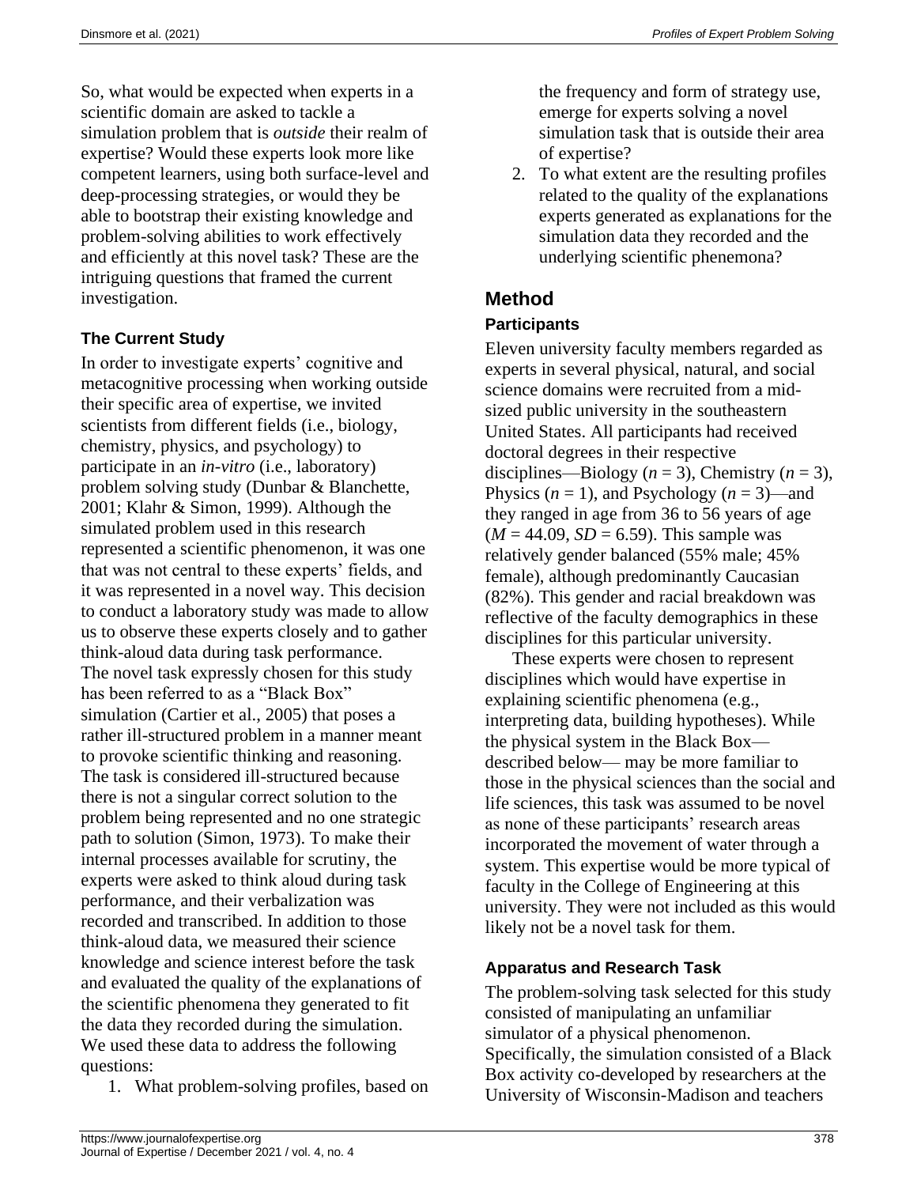So, what would be expected when experts in a scientific domain are asked to tackle a simulation problem that is *outside* their realm of expertise? Would these experts look more like competent learners, using both surface-level and deep-processing strategies, or would they be able to bootstrap their existing knowledge and problem-solving abilities to work effectively and efficiently at this novel task? These are the intriguing questions that framed the current investigation.

### The Current Study

In order to investigate experts' cognitive and metacognitive processing when working outside their specific area of expertise, we invited scientists from different fields (i.e., biology, chemistry, physics, and psychology) to participate in an *in-vitro* (i.e., laboratory) problem solving study (Dunbar & Blanchette, 2001; Klahr & Simon, 1999). Although the simulated problem used in this research represented a scientific phenomenon, it was one that was not central to these experts' fields, and it was represented in a novel way. This decision to conduct a laboratory study was made to allow us to observe these experts closely and to gather think-aloud data during task performance. The novel task expressly chosen for this study has been referred to as a "Black Box" simulation (Cartier et al., 2005) that poses a rather ill-structured problem in a manner meant to provoke scientific thinking and reasoning. The task is considered ill-structured because there is not a singular correct solution to the problem being represented and no one strategic path to solution (Simon, 1973). To make their internal processes available for scrutiny, the experts were asked to think aloud during task performance, and their verbalization was recorded and transcribed. In addition to those think-aloud data, we measured their science knowledge and science interest before the task and evaluated the quality of the explanations of the scientific phenomena they generated to fit the data they recorded during the simulation. We used these data to address the following questions:

1. What problem-solving profiles, based on the frequency and form of strategy use, emerge for experts solving a novel simulation task that is outside their area of expertise?
2. To what extent are the resulting profiles related to the quality of the explanations experts generated as explanations for the simulation data they recorded and the underlying scientific phenemona?

## Method

### Participants

Eleven university faculty members regarded as experts in several physical, natural, and social science domains were recruited from a mid-sized public university in the southeastern United States. All participants had received doctoral degrees in their respective disciplines—Biology ($n$ = 3), Chemistry ($n$ = 3), Physics ($n$ = 1), and Psychology ($n$ = 3)—and they ranged in age from 36 to 56 years of age ($M$ = 44.09, $SD$ = 6.59). This sample was relatively gender balanced (55% male; 45% female), although predominantly Caucasian (82%). This gender and racial breakdown was reflective of the faculty demographics in these disciplines for this particular university.

These experts were chosen to represent disciplines which would have expertise in explaining scientific phenomena (e.g., interpreting data, building hypotheses). While the physical system in the Black Box—described below— may be more familiar to those in the physical sciences than the social and life sciences, this task was assumed to be novel as none of these participants' research areas incorporated the movement of water through a system. This expertise would be more typical of faculty in the College of Engineering at this university. They were not included as this would likely not be a novel task for them.

### Apparatus and Research Task

The problem-solving task selected for this study consisted of manipulating an unfamiliar simulator of a physical phenomenon. Specifically, the simulation consisted of a Black Box activity co-developed by researchers at the University of Wisconsin-Madison and teachers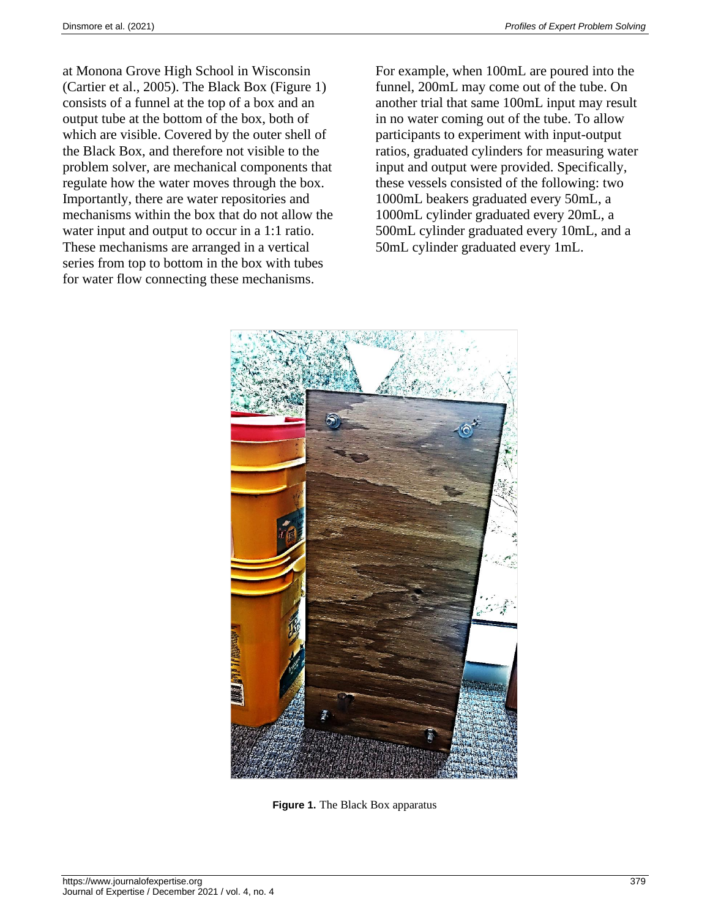at Monona Grove High School in Wisconsin (Cartier et al., 2005). The Black Box (Figure 1) consists of a funnel at the top of a box and an output tube at the bottom of the box, both of which are visible. Covered by the outer shell of the Black Box, and therefore not visible to the problem solver, are mechanical components that regulate how the water moves through the box. Importantly, there are water repositories and mechanisms within the box that do not allow the water input and output to occur in a 1:1 ratio. These mechanisms are arranged in a vertical series from top to bottom in the box with tubes for water flow connecting these mechanisms. For example, when 100mL are poured into the funnel, 200mL may come out of the tube. On another trial that same 100mL input may result in no water coming out of the tube. To allow participants to experiment with input-output ratios, graduated cylinders for measuring water input and output were provided. Specifically, these vessels consisted of the following: two 1000mL beakers graduated every 50mL, a 1000mL cylinder graduated every 20mL, a 500mL cylinder graduated every 10mL, and a 50mL cylinder graduated every 1mL.

**Figure 1.** The Black Box apparatus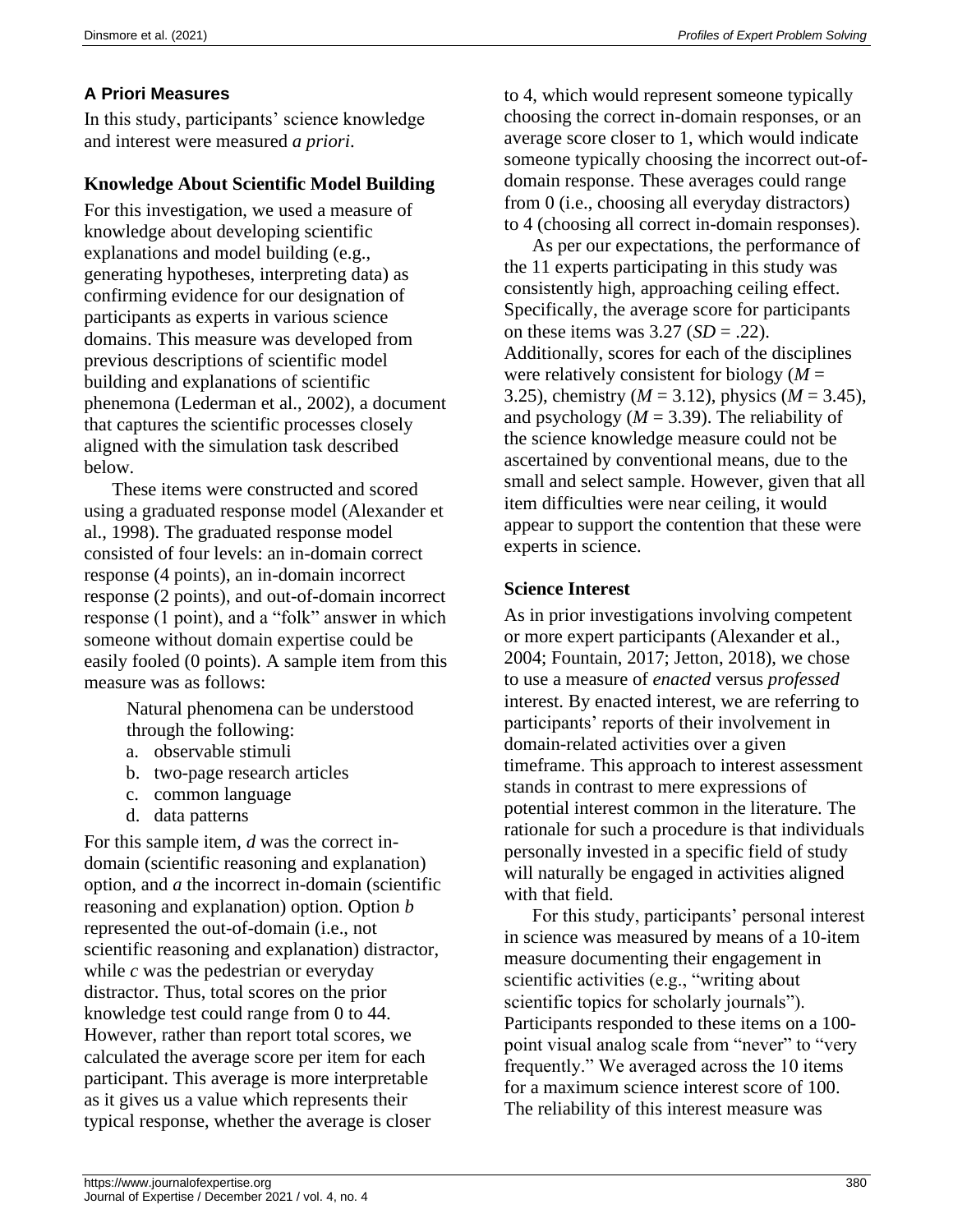### A Priori Measures

In this study, participants' science knowledge and interest were measured *a priori*.

### Knowledge About Scientific Model Building

For this investigation, we used a measure of knowledge about developing scientific explanations and model building (e.g., generating hypotheses, interpreting data) as confirming evidence for our designation of participants as experts in various science domains. This measure was developed from previous descriptions of scientific model building and explanations of scientific phenemona (Lederman et al., 2002), a document that captures the scientific processes closely aligned with the simulation task described below.

These items were constructed and scored using a graduated response model (Alexander et al., 1998). The graduated response model consisted of four levels: an in-domain correct response (4 points), an in-domain incorrect response (2 points), and out-of-domain incorrect response (1 point), and a "folk" answer in which someone without domain expertise could be easily fooled (0 points). A sample item from this measure was as follows:

> Natural phenomena can be understood through the following:
> a. observable stimuli
> b. two-page research articles
> c. common language
> d. data patterns

For this sample item, *d* was the correct in-domain (scientific reasoning and explanation) option, and *a* the incorrect in-domain (scientific reasoning and explanation) option. Option *b* represented the out-of-domain (i.e., not scientific reasoning and explanation) distractor, while *c* was the pedestrian or everyday distractor. Thus, total scores on the prior knowledge test could range from 0 to 44. However, rather than report total scores, we calculated the average score per item for each participant. This average is more interpretable as it gives us a value which represents their typical response, whether the average is closer to 4, which would represent someone typically choosing the correct in-domain responses, or an average score closer to 1, which would indicate someone typically choosing the incorrect out-of-domain response. These averages could range from 0 (i.e., choosing all everyday distractors) to 4 (choosing all correct in-domain responses).

As per our expectations, the performance of the 11 experts participating in this study was consistently high, approaching ceiling effect. Specifically, the average score for participants on these items was 3.27 ($SD$ = .22). Additionally, scores for each of the disciplines were relatively consistent for biology ($M$ = 3.25), chemistry ($M$ = 3.12), physics ($M$ = 3.45), and psychology ($M$ = 3.39). The reliability of the science knowledge measure could not be ascertained by conventional means, due to the small and select sample. However, given that all item difficulties were near ceiling, it would appear to support the contention that these were experts in science.

### Science Interest

As in prior investigations involving competent or more expert participants (Alexander et al., 2004; Fountain, 2017; Jetton, 2018), we chose to use a measure of *enacted* versus *professed* interest. By enacted interest, we are referring to participants' reports of their involvement in domain-related activities over a given timeframe. This approach to interest assessment stands in contrast to mere expressions of potential interest common in the literature. The rationale for such a procedure is that individuals personally invested in a specific field of study will naturally be engaged in activities aligned with that field.

For this study, participants' personal interest in science was measured by means of a 10-item measure documenting their engagement in scientific activities (e.g., "writing about scientific topics for scholarly journals"). Participants responded to these items on a 100-point visual analog scale from "never" to "very frequently." We averaged across the 10 items for a maximum science interest score of 100. The reliability of this interest measure was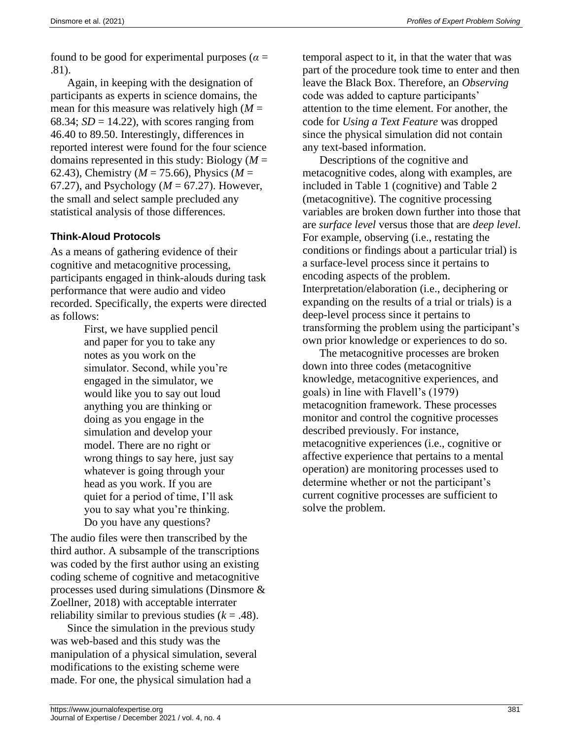found to be good for experimental purposes ($\alpha$ = .81).

Again, in keeping with the designation of participants as experts in science domains, the mean for this measure was relatively high ($M$ = 68.34; $SD$ = 14.22), with scores ranging from 46.40 to 89.50. Interestingly, differences in reported interest were found for the four science domains represented in this study: Biology ($M$ = 62.43), Chemistry ($M$ = 75.66), Physics ($M$ = 67.27), and Psychology ($M$ = 67.27). However, the small and select sample precluded any statistical analysis of those differences.

### Think-Aloud Protocols

As a means of gathering evidence of their cognitive and metacognitive processing, participants engaged in think-alouds during task performance that were audio and video recorded. Specifically, the experts were directed as follows:

> First, we have supplied pencil and paper for you to take any notes as you work on the simulator. Second, while you're engaged in the simulator, we would like you to say out loud anything you are thinking or doing as you engage in the simulation and develop your model. There are no right or wrong things to say here, just say whatever is going through your head as you work. If you are quiet for a period of time, I'll ask you to say what you're thinking. Do you have any questions?

The audio files were then transcribed by the third author. A subsample of the transcriptions was coded by the first author using an existing coding scheme of cognitive and metacognitive processes used during simulations (Dinsmore & Zoellner, 2018) with acceptable interrater reliability similar to previous studies ($k$ = .48).

Since the simulation in the previous study was web-based and this study was the manipulation of a physical simulation, several modifications to the existing scheme were made. For one, the physical simulation had a temporal aspect to it, in that the water that was part of the procedure took time to enter and then leave the Black Box. Therefore, an *Observing* code was added to capture participants' attention to the time element. For another, the code for *Using a Text Feature* was dropped since the physical simulation did not contain any text-based information.

Descriptions of the cognitive and metacognitive codes, along with examples, are included in Table 1 (cognitive) and Table 2 (metacognitive). The cognitive processing variables are broken down further into those that are *surface level* versus those that are *deep level*. For example, observing (i.e., restating the conditions or findings about a particular trial) is a surface-level process since it pertains to encoding aspects of the problem. Interpretation/elaboration (i.e., deciphering or expanding on the results of a trial or trials) is a deep-level process since it pertains to transforming the problem using the participant's own prior knowledge or experiences to do so.

The metacognitive processes are broken down into three codes (metacognitive knowledge, metacognitive experiences, and goals) in line with Flavell's (1979) metacognition framework. These processes monitor and control the cognitive processes described previously. For instance, metacognitive experiences (i.e., cognitive or affective experience that pertains to a mental operation) are monitoring processes used to determine whether or not the participant's current cognitive processes are sufficient to solve the problem.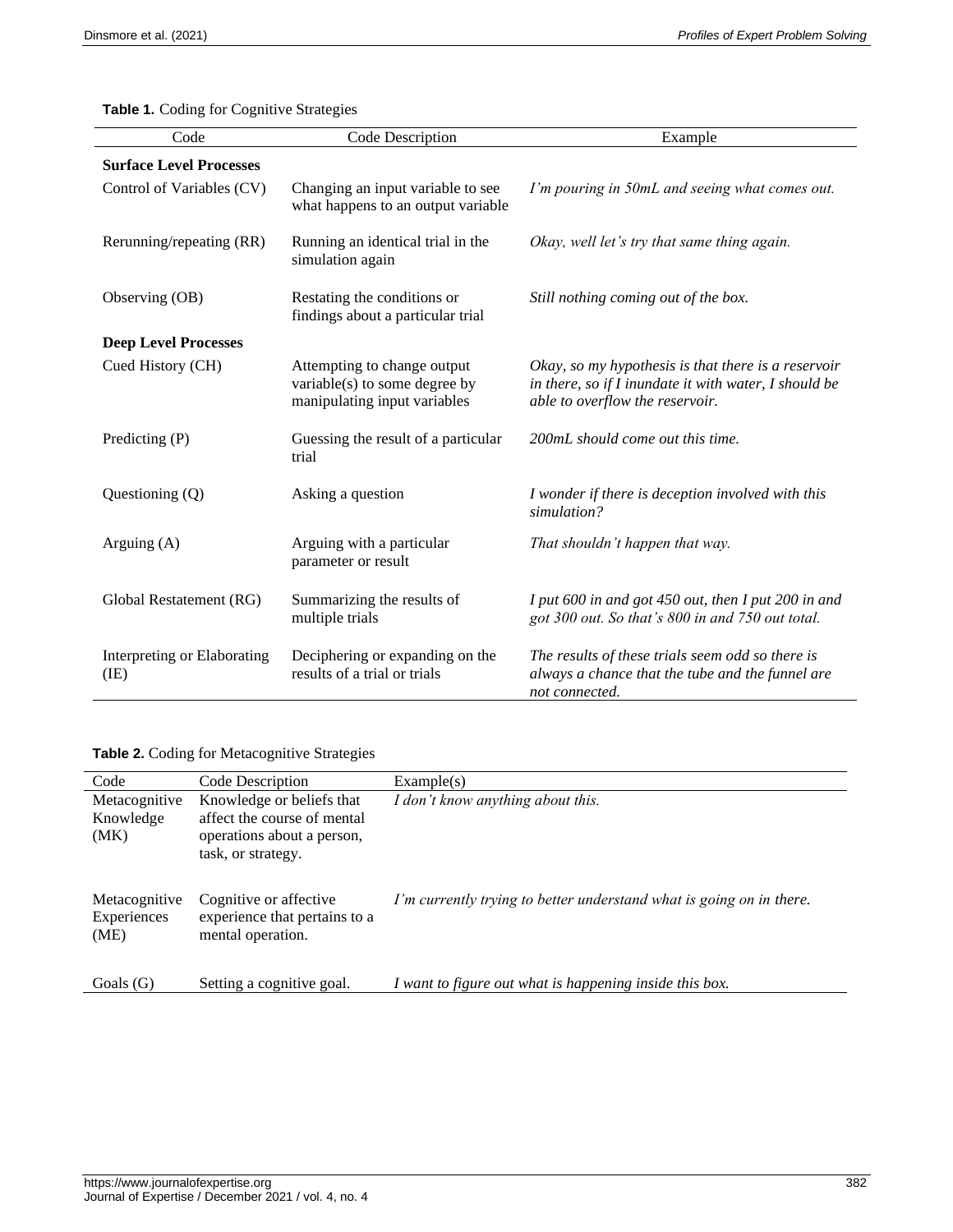**Table 1.** Coding for Cognitive Strategies

| Code | Code Description | Example |
|---|---|---|
| **Surface Level Processes** | | |
| Control of Variables (CV) | Changing an input variable to see what happens to an output variable | *I'm pouring in 50mL and seeing what comes out.* |
| Rerunning/repeating (RR) | Running an identical trial in the simulation again | *Okay, well let's try that same thing again.* |
| Observing (OB) | Restating the conditions or findings about a particular trial | *Still nothing coming out of the box.* |
| **Deep Level Processes** | | |
| Cued History (CH) | Attempting to change output variable(s) to some degree by manipulating input variables | *Okay, so my hypothesis is that there is a reservoir in there, so if I inundate it with water, I should be able to overflow the reservoir.* |
| Predicting (P) | Guessing the result of a particular trial | *200mL should come out this time.* |
| Questioning (Q) | Asking a question | *I wonder if there is deception involved with this simulation?* |
| Arguing (A) | Arguing with a particular parameter or result | *That shouldn't happen that way.* |
| Global Restatement (RG) | Summarizing the results of multiple trials | *I put 600 in and got 450 out, then I put 200 in and got 300 out. So that's 800 in and 750 out total.* |
| Interpreting or Elaborating (IE) | Deciphering or expanding on the results of a trial or trials | *The results of these trials seem odd so there is always a chance that the tube and the funnel are not connected.* |

**Table 2.** Coding for Metacognitive Strategies

| Code | Code Description | Example(s) |
|---|---|---|
| Metacognitive Knowledge (MK) | Knowledge or beliefs that affect the course of mental operations about a person, task, or strategy. | *I don't know anything about this.* |
| Metacognitive Experiences (ME) | Cognitive or affective experience that pertains to a mental operation. | *I'm currently trying to better understand what is going on in there.* |
| Goals (G) | Setting a cognitive goal. | *I want to figure out what is happening inside this box.* |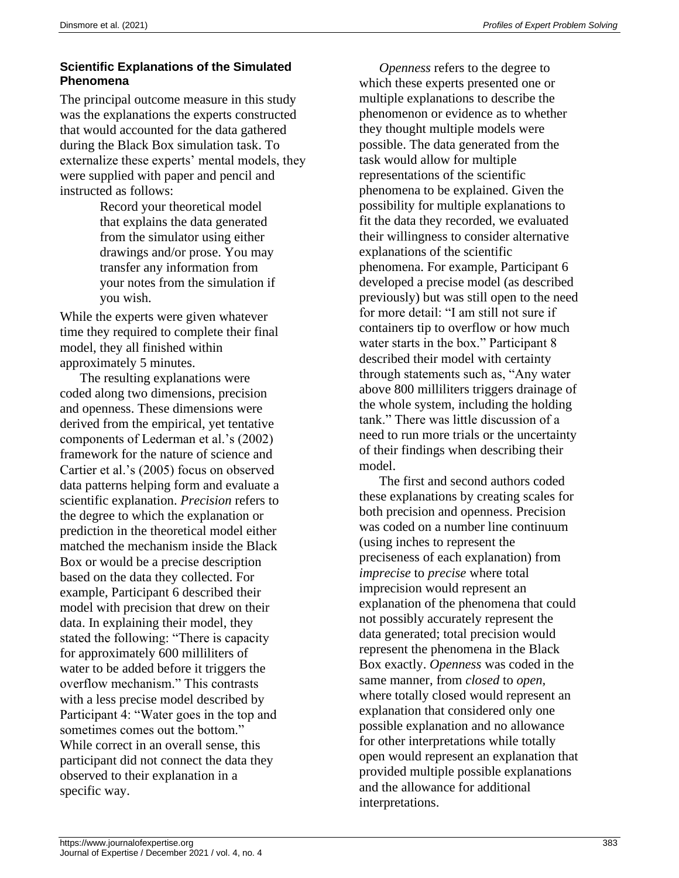### Scientific Explanations of the Simulated Phenomena

The principal outcome measure in this study was the explanations the experts constructed that would accounted for the data gathered during the Black Box simulation task. To externalize these experts' mental models, they were supplied with paper and pencil and instructed as follows:

> Record your theoretical model that explains the data generated from the simulator using either drawings and/or prose. You may transfer any information from your notes from the simulation if you wish.

While the experts were given whatever time they required to complete their final model, they all finished within approximately 5 minutes.

The resulting explanations were coded along two dimensions, precision and openness. These dimensions were derived from the empirical, yet tentative components of Lederman et al.'s (2002) framework for the nature of science and Cartier et al.'s (2005) focus on observed data patterns helping form and evaluate a scientific explanation. *Precision* refers to the degree to which the explanation or prediction in the theoretical model either matched the mechanism inside the Black Box or would be a precise description based on the data they collected. For example, Participant 6 described their model with precision that drew on their data. In explaining their model, they stated the following: "There is capacity for approximately 600 milliliters of water to be added before it triggers the overflow mechanism." This contrasts with a less precise model described by Participant 4: "Water goes in the top and sometimes comes out the bottom." While correct in an overall sense, this participant did not connect the data they observed to their explanation in a specific way.

*Openness* refers to the degree to which these experts presented one or multiple explanations to describe the phenomenon or evidence as to whether they thought multiple models were possible. The data generated from the task would allow for multiple representations of the scientific phenomena to be explained. Given the possibility for multiple explanations to fit the data they recorded, we evaluated their willingness to consider alternative explanations of the scientific phenomena. For example, Participant 6 developed a precise model (as described previously) but was still open to the need for more detail: "I am still not sure if containers tip to overflow or how much water starts in the box." Participant 8 described their model with certainty through statements such as, "Any water above 800 milliliters triggers drainage of the whole system, including the holding tank." There was little discussion of a need to run more trials or the uncertainty of their findings when describing their model.

The first and second authors coded these explanations by creating scales for both precision and openness. Precision was coded on a number line continuum (using inches to represent the preciseness of each explanation) from *imprecise* to *precise* where total imprecision would represent an explanation of the phenomena that could not possibly accurately represent the data generated; total precision would represent the phenomena in the Black Box exactly. *Openness* was coded in the same manner, from *closed* to *open,* where totally closed would represent an explanation that considered only one possible explanation and no allowance for other interpretations while totally open would represent an explanation that provided multiple possible explanations and the allowance for additional interpretations.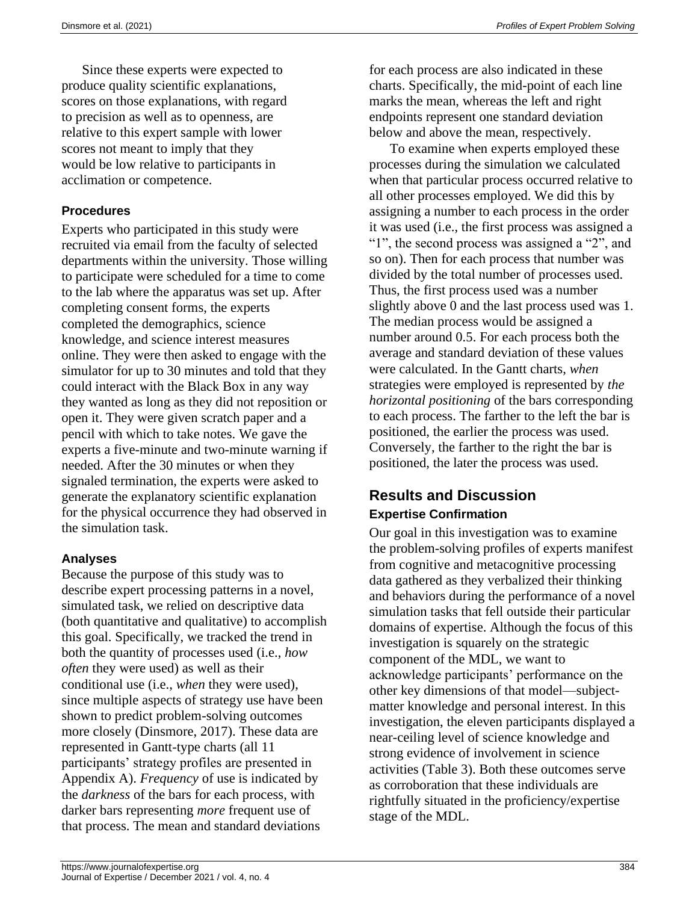Since these experts were expected to produce quality scientific explanations, scores on those explanations, with regard to precision as well as to openness, are relative to this expert sample with lower scores not meant to imply that they would be low relative to participants in acclimation or competence.

### Procedures

Experts who participated in this study were recruited via email from the faculty of selected departments within the university. Those willing to participate were scheduled for a time to come to the lab where the apparatus was set up. After completing consent forms, the experts completed the demographics, science knowledge, and science interest measures online. They were then asked to engage with the simulator for up to 30 minutes and told that they could interact with the Black Box in any way they wanted as long as they did not reposition or open it. They were given scratch paper and a pencil with which to take notes. We gave the experts a five-minute and two-minute warning if needed. After the 30 minutes or when they signaled termination, the experts were asked to generate the explanatory scientific explanation for the physical occurrence they had observed in the simulation task.

### Analyses

Because the purpose of this study was to describe expert processing patterns in a novel, simulated task, we relied on descriptive data (both quantitative and qualitative) to accomplish this goal. Specifically, we tracked the trend in both the quantity of processes used (i.e., *how often* they were used) as well as their conditional use (i.e., *when* they were used), since multiple aspects of strategy use have been shown to predict problem-solving outcomes more closely (Dinsmore, 2017). These data are represented in Gantt-type charts (all 11 participants' strategy profiles are presented in Appendix A). *Frequency* of use is indicated by the *darkness* of the bars for each process, with darker bars representing *more* frequent use of that process. The mean and standard deviations for each process are also indicated in these charts. Specifically, the mid-point of each line marks the mean, whereas the left and right endpoints represent one standard deviation below and above the mean, respectively.

To examine when experts employed these processes during the simulation we calculated when that particular process occurred relative to all other processes employed. We did this by assigning a number to each process in the order it was used (i.e., the first process was assigned a "1", the second process was assigned a "2", and so on). Then for each process that number was divided by the total number of processes used. Thus, the first process used was a number slightly above 0 and the last process used was 1. The median process would be assigned a number around 0.5. For each process both the average and standard deviation of these values were calculated. In the Gantt charts, *when* strategies were employed is represented by *the horizontal positioning* of the bars corresponding to each process. The farther to the left the bar is positioned, the earlier the process was used. Conversely, the farther to the right the bar is positioned, the later the process was used.

## Results and Discussion

### Expertise Confirmation

Our goal in this investigation was to examine the problem-solving profiles of experts manifest from cognitive and metacognitive processing data gathered as they verbalized their thinking and behaviors during the performance of a novel simulation tasks that fell outside their particular domains of expertise. Although the focus of this investigation is squarely on the strategic component of the MDL, we want to acknowledge participants' performance on the other key dimensions of that model—subject-matter knowledge and personal interest. In this investigation, the eleven participants displayed a near-ceiling level of science knowledge and strong evidence of involvement in science activities (Table 3). Both these outcomes serve as corroboration that these individuals are rightfully situated in the proficiency/expertise stage of the MDL.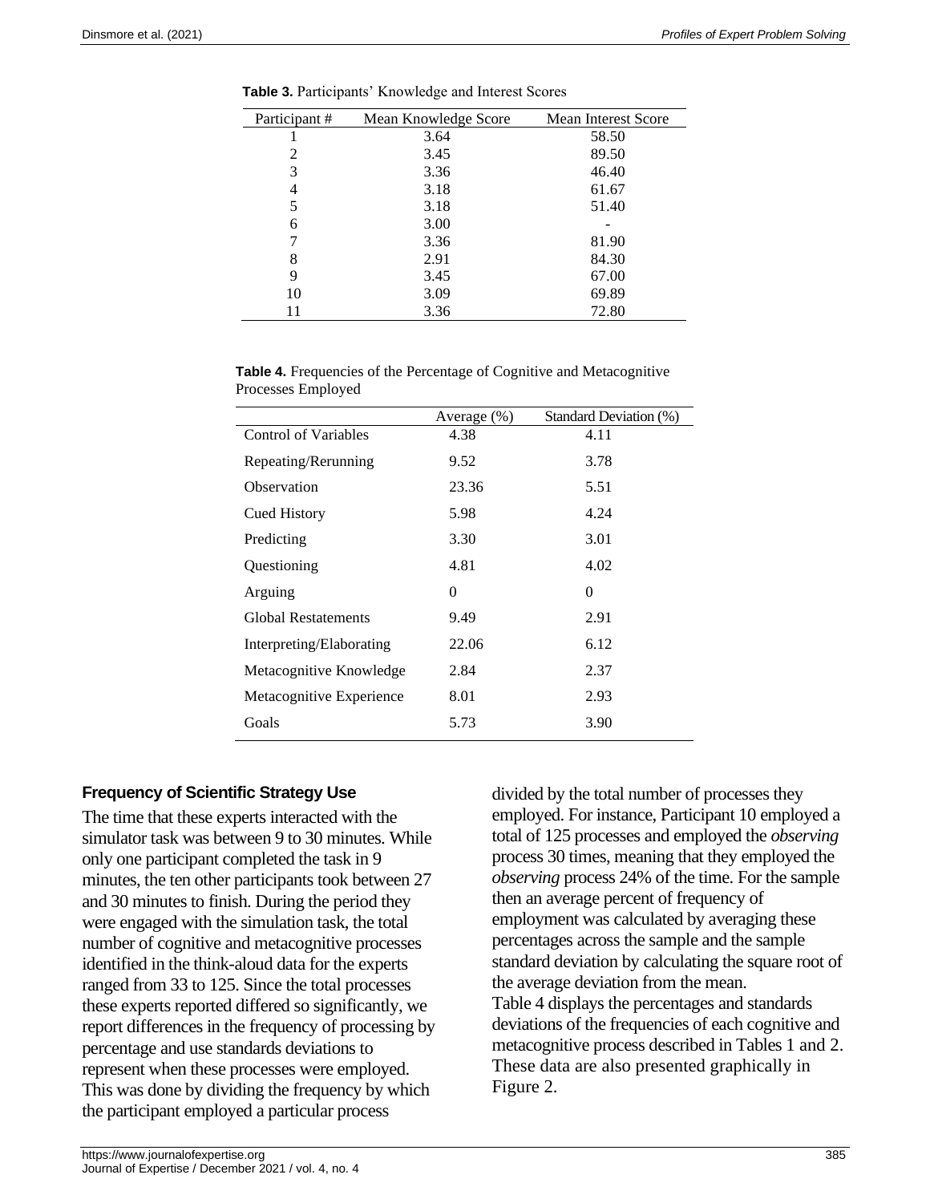**Table 3.** Participants' Knowledge and Interest Scores

| Participant # | Mean Knowledge Score | Mean Interest Score |
|---|---|---|
| 1 | 3.64 | 58.50 |
| 2 | 3.45 | 89.50 |
| 3 | 3.36 | 46.40 |
| 4 | 3.18 | 61.67 |
| 5 | 3.18 | 51.40 |
| 6 | 3.00 | - |
| 7 | 3.36 | 81.90 |
| 8 | 2.91 | 84.30 |
| 9 | 3.45 | 67.00 |
| 10 | 3.09 | 69.89 |
| 11 | 3.36 | 72.80 |

**Table 4.** Frequencies of the Percentage of Cognitive and Metacognitive Processes Employed

| | Average (%) | Standard Deviation (%) |
|---|---|---|
| Control of Variables | 4.38 | 4.11 |
| Repeating/Rerunning | 9.52 | 3.78 |
| Observation | 23.36 | 5.51 |
| Cued History | 5.98 | 4.24 |
| Predicting | 3.30 | 3.01 |
| Questioning | 4.81 | 4.02 |
| Arguing | 0 | 0 |
| Global Restatements | 9.49 | 2.91 |
| Interpreting/Elaborating | 22.06 | 6.12 |
| Metacognitive Knowledge | 2.84 | 2.37 |
| Metacognitive Experience | 8.01 | 2.93 |
| Goals | 5.73 | 3.90 |

### Frequency of Scientific Strategy Use

The time that these experts interacted with the simulator task was between 9 to 30 minutes. While only one participant completed the task in 9 minutes, the ten other participants took between 27 and 30 minutes to finish. During the period they were engaged with the simulation task, the total number of cognitive and metacognitive processes identified in the think-aloud data for the experts ranged from 33 to 125. Since the total processes these experts reported differed so significantly, we report differences in the frequency of processing by percentage and use standards deviations to represent when these processes were employed. This was done by dividing the frequency by which the participant employed a particular process divided by the total number of processes they employed. For instance, Participant 10 employed a total of 125 processes and employed the *observing* process 30 times, meaning that they employed the *observing* process 24% of the time. For the sample then an average percent of frequency of employment was calculated by averaging these percentages across the sample and the sample standard deviation by calculating the square root of the average deviation from the mean.

Table 4 displays the percentages and standards deviations of the frequencies of each cognitive and metacognitive process described in Tables 1 and 2. These data are also presented graphically in Figure 2.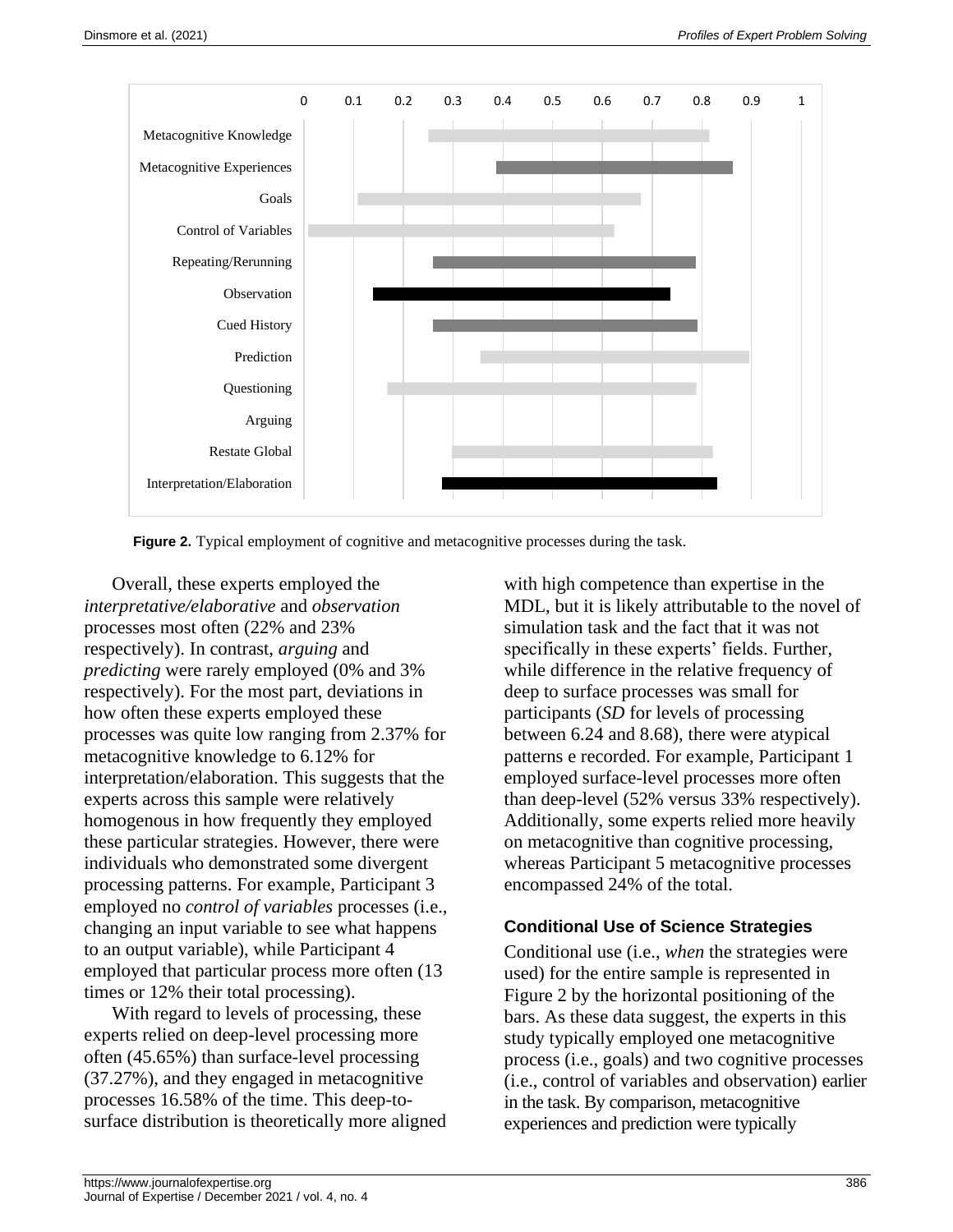Figure 2. Typical employment of cognitive and metacognitive processes during the task.

Overall, these experts employed the *interpretative/elaborative* and *observation* processes most often (22% and 23% respectively). In contrast, *arguing* and *predicting* were rarely employed (0% and 3% respectively). For the most part, deviations in how often these experts employed these processes was quite low ranging from 2.37% for metacognitive knowledge to 6.12% for interpretation/elaboration. This suggests that the experts across this sample were relatively homogenous in how frequently they employed these particular strategies. However, there were individuals who demonstrated some divergent processing patterns. For example, Participant 3 employed no *control of variables* processes (i.e., changing an input variable to see what happens to an output variable), while Participant 4 employed that particular process more often (13 times or 12% their total processing).

With regard to levels of processing, these experts relied on deep-level processing more often (45.65%) than surface-level processing (37.27%), and they engaged in metacognitive processes 16.58% of the time. This deep-to-surface distribution is theoretically more aligned with high competence than expertise in the MDL, but it is likely attributable to the novel of simulation task and the fact that it was not specifically in these experts' fields. Further, while difference in the relative frequency of deep to surface processes was small for participants (*SD* for levels of processing between 6.24 and 8.68), there were atypical patterns e recorded. For example, Participant 1 employed surface-level processes more often than deep-level (52% versus 33% respectively). Additionally, some experts relied more heavily on metacognitive than cognitive processing, whereas Participant 5 metacognitive processes encompassed 24% of the total.

### Conditional Use of Science Strategies

Conditional use (i.e., *when* the strategies were used) for the entire sample is represented in Figure 2 by the horizontal positioning of the bars. As these data suggest, the experts in this study typically employed one metacognitive process (i.e., goals) and two cognitive processes (i.e., control of variables and observation) earlier in the task. By comparison, metacognitive experiences and prediction were typically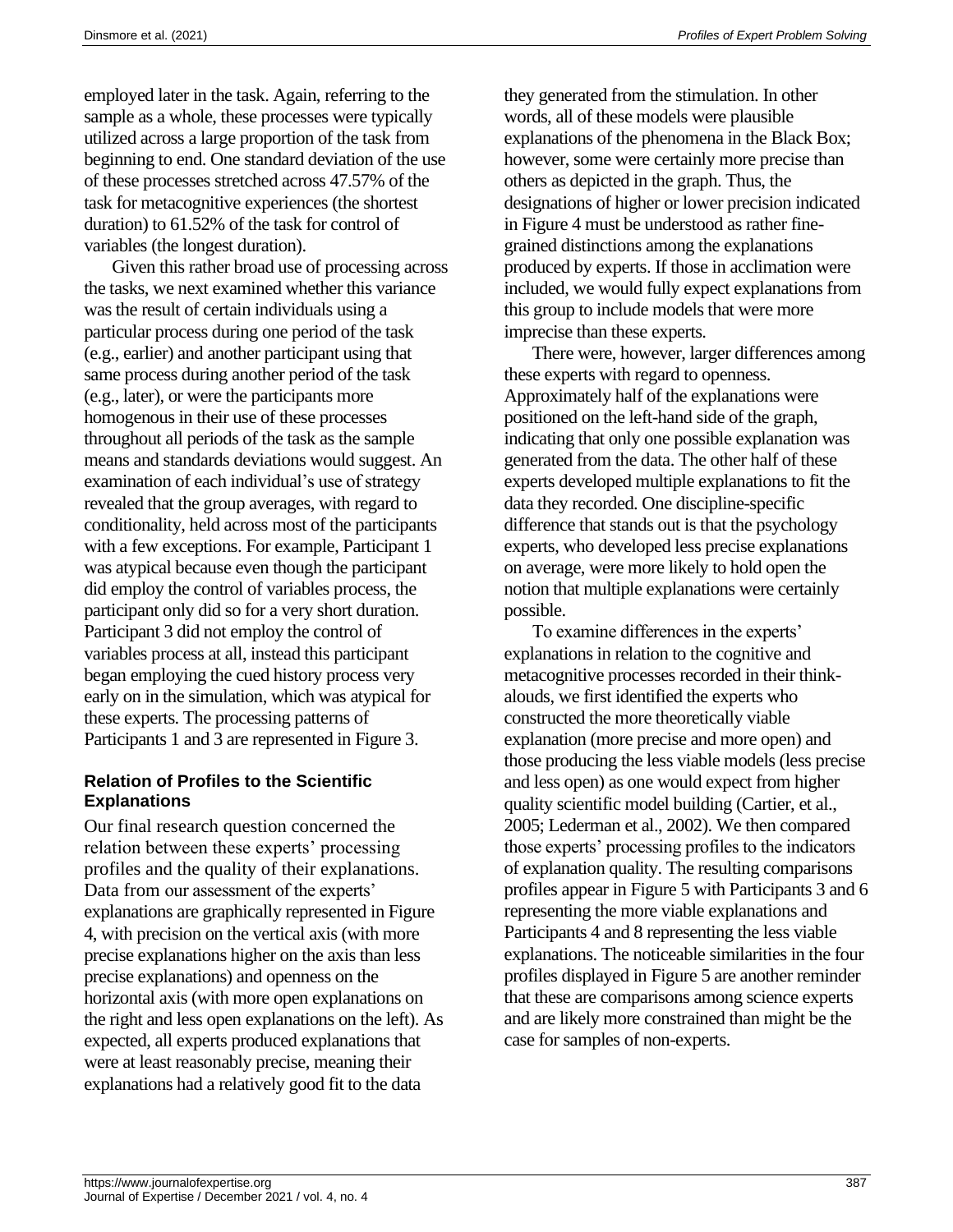employed later in the task. Again, referring to the sample as a whole, these processes were typically utilized across a large proportion of the task from beginning to end. One standard deviation of the use of these processes stretched across 47.57% of the task for metacognitive experiences (the shortest duration) to 61.52% of the task for control of variables (the longest duration).

Given this rather broad use of processing across the tasks, we next examined whether this variance was the result of certain individuals using a particular process during one period of the task (e.g., earlier) and another participant using that same process during another period of the task (e.g., later), or were the participants more homogenous in their use of these processes throughout all periods of the task as the sample means and standards deviations would suggest. An examination of each individual's use of strategy revealed that the group averages, with regard to conditionality, held across most of the participants with a few exceptions. For example, Participant 1 was atypical because even though the participant did employ the control of variables process, the participant only did so for a very short duration. Participant 3 did not employ the control of variables process at all, instead this participant began employing the cued history process very early on in the simulation, which was atypical for these experts. The processing patterns of Participants 1 and 3 are represented in Figure 3.

### Relation of Profiles to the Scientific Explanations

Our final research question concerned the relation between these experts' processing profiles and the quality of their explanations. Data from our assessment of the experts' explanations are graphically represented in Figure 4, with precision on the vertical axis (with more precise explanations higher on the axis than less precise explanations) and openness on the horizontal axis (with more open explanations on the right and less open explanations on the left). As expected, all experts produced explanations that were at least reasonably precise, meaning their explanations had a relatively good fit to the data they generated from the stimulation. In other words, all of these models were plausible explanations of the phenomena in the Black Box; however, some were certainly more precise than others as depicted in the graph. Thus, the designations of higher or lower precision indicated in Figure 4 must be understood as rather fine-grained distinctions among the explanations produced by experts. If those in acclimation were included, we would fully expect explanations from this group to include models that were more imprecise than these experts.

There were, however, larger differences among these experts with regard to openness. Approximately half of the explanations were positioned on the left-hand side of the graph, indicating that only one possible explanation was generated from the data. The other half of these experts developed multiple explanations to fit the data they recorded. One discipline-specific difference that stands out is that the psychology experts, who developed less precise explanations on average, were more likely to hold open the notion that multiple explanations were certainly possible.

To examine differences in the experts' explanations in relation to the cognitive and metacognitive processes recorded in their think-alouds, we first identified the experts who constructed the more theoretically viable explanation (more precise and more open) and those producing the less viable models (less precise and less open) as one would expect from higher quality scientific model building (Cartier, et al., 2005; Lederman et al., 2002). We then compared those experts' processing profiles to the indicators of explanation quality. The resulting comparisons profiles appear in Figure 5 with Participants 3 and 6 representing the more viable explanations and Participants 4 and 8 representing the less viable explanations. The noticeable similarities in the four profiles displayed in Figure 5 are another reminder that these are comparisons among science experts and are likely more constrained than might be the case for samples of non-experts.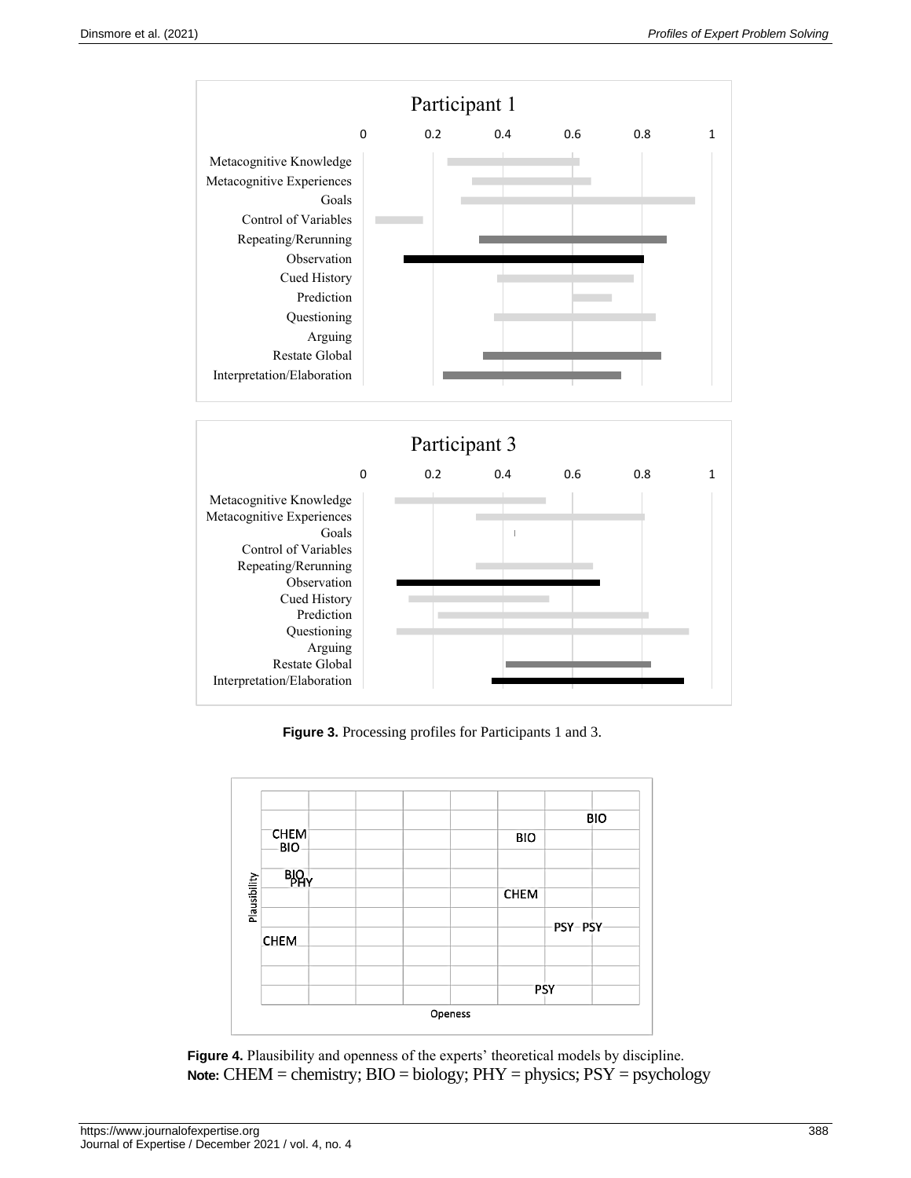**Figure 3.** Processing profiles for Participants 1 and 3.

**Figure 4.** Plausibility and openness of the experts' theoretical models by discipline.
**Note:** CHEM = chemistry; BIO = biology; PHY = physics; PSY = psychology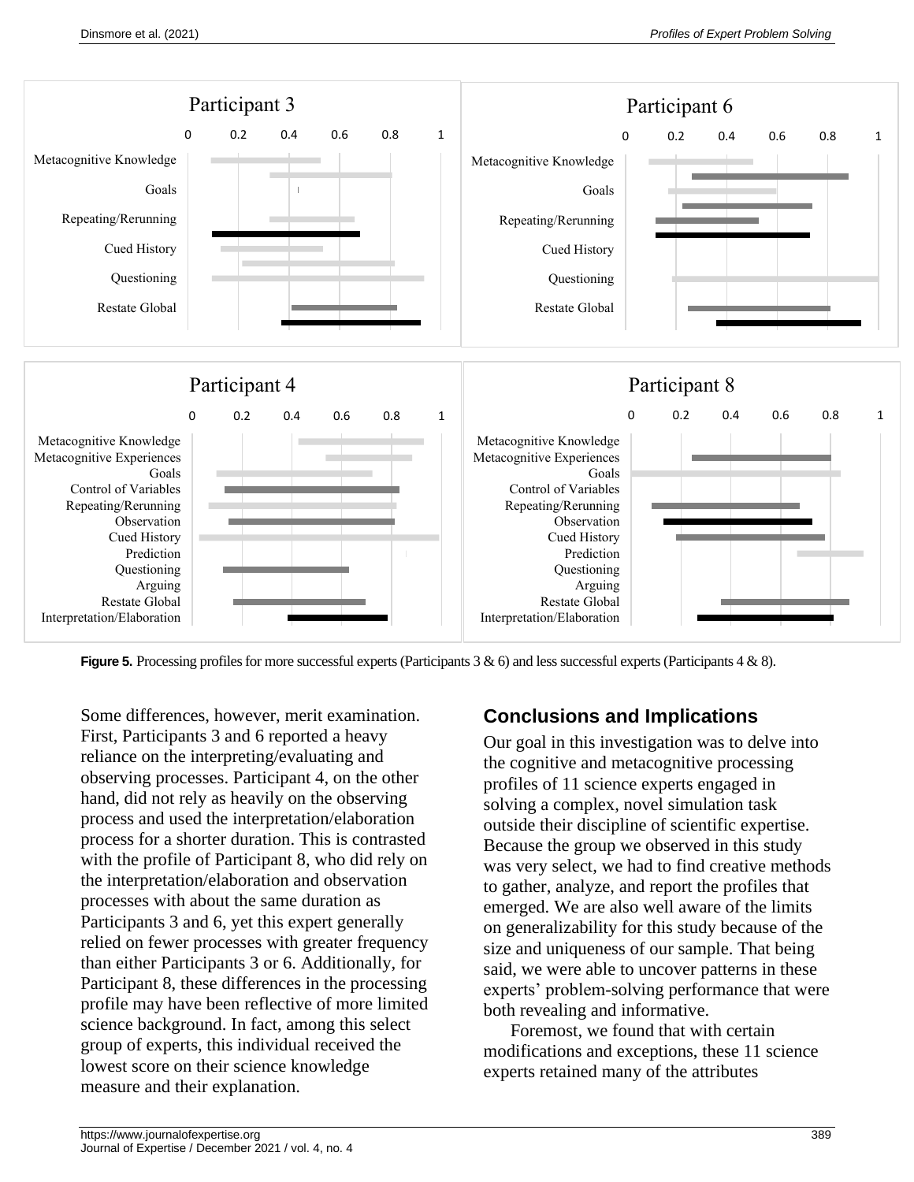Participant 3

Participant 6

Participant 4

Participant 8

**Figure 5.** Processing profiles for more successful experts (Participants 3 & 6) and less successful experts (Participants 4 & 8).

Some differences, however, merit examination. First, Participants 3 and 6 reported a heavy reliance on the interpreting/evaluating and observing processes. Participant 4, on the other hand, did not rely as heavily on the observing process and used the interpretation/elaboration process for a shorter duration. This is contrasted with the profile of Participant 8, who did rely on the interpretation/elaboration and observation processes with about the same duration as Participants 3 and 6, yet this expert generally relied on fewer processes with greater frequency than either Participants 3 or 6. Additionally, for Participant 8, these differences in the processing profile may have been reflective of more limited science background. In fact, among this select group of experts, this individual received the lowest score on their science knowledge measure and their explanation.

## Conclusions and Implications

Our goal in this investigation was to delve into the cognitive and metacognitive processing profiles of 11 science experts engaged in solving a complex, novel simulation task outside their discipline of scientific expertise. Because the group we observed in this study was very select, we had to find creative methods to gather, analyze, and report the profiles that emerged. We are also well aware of the limits on generalizability for this study because of the size and uniqueness of our sample. That being said, we were able to uncover patterns in these experts' problem-solving performance that were both revealing and informative.

Foremost, we found that with certain modifications and exceptions, these 11 science experts retained many of the attributes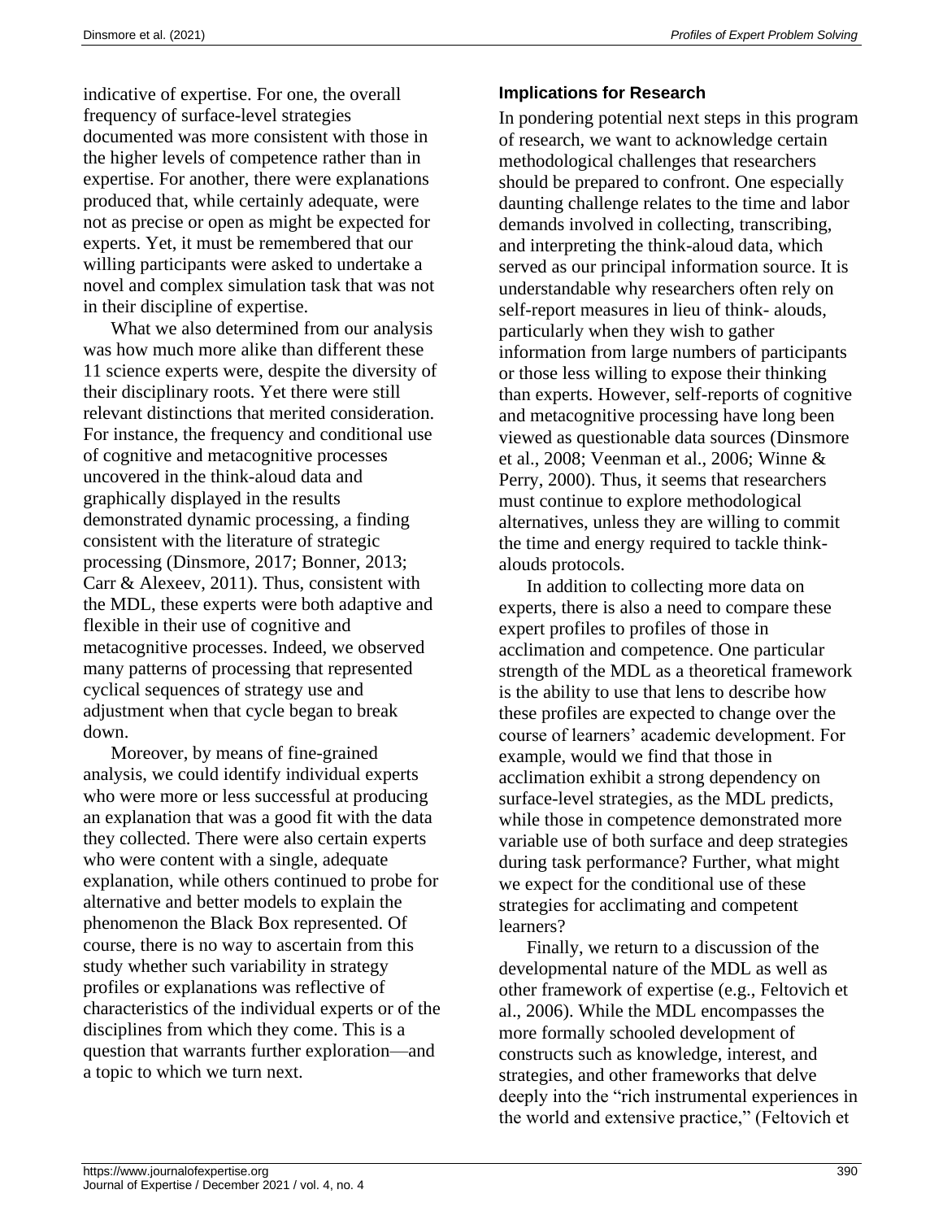indicative of expertise. For one, the overall frequency of surface-level strategies documented was more consistent with those in the higher levels of competence rather than in expertise. For another, there were explanations produced that, while certainly adequate, were not as precise or open as might be expected for experts. Yet, it must be remembered that our willing participants were asked to undertake a novel and complex simulation task that was not in their discipline of expertise.

What we also determined from our analysis was how much more alike than different these 11 science experts were, despite the diversity of their disciplinary roots. Yet there were still relevant distinctions that merited consideration. For instance, the frequency and conditional use of cognitive and metacognitive processes uncovered in the think-aloud data and graphically displayed in the results demonstrated dynamic processing, a finding consistent with the literature of strategic processing (Dinsmore, 2017; Bonner, 2013; Carr & Alexeev, 2011). Thus, consistent with the MDL, these experts were both adaptive and flexible in their use of cognitive and metacognitive processes. Indeed, we observed many patterns of processing that represented cyclical sequences of strategy use and adjustment when that cycle began to break down.

Moreover, by means of fine-grained analysis, we could identify individual experts who were more or less successful at producing an explanation that was a good fit with the data they collected. There were also certain experts who were content with a single, adequate explanation, while others continued to probe for alternative and better models to explain the phenomenon the Black Box represented. Of course, there is no way to ascertain from this study whether such variability in strategy profiles or explanations was reflective of characteristics of the individual experts or of the disciplines from which they come. This is a question that warrants further exploration—and a topic to which we turn next.

### Implications for Research

In pondering potential next steps in this program of research, we want to acknowledge certain methodological challenges that researchers should be prepared to confront. One especially daunting challenge relates to the time and labor demands involved in collecting, transcribing, and interpreting the think-aloud data, which served as our principal information source. It is understandable why researchers often rely on self-report measures in lieu of think- alouds, particularly when they wish to gather information from large numbers of participants or those less willing to expose their thinking than experts. However, self-reports of cognitive and metacognitive processing have long been viewed as questionable data sources (Dinsmore et al., 2008; Veenman et al., 2006; Winne & Perry, 2000). Thus, it seems that researchers must continue to explore methodological alternatives, unless they are willing to commit the time and energy required to tackle think-alouds protocols.

In addition to collecting more data on experts, there is also a need to compare these expert profiles to profiles of those in acclimation and competence. One particular strength of the MDL as a theoretical framework is the ability to use that lens to describe how these profiles are expected to change over the course of learners' academic development. For example, would we find that those in acclimation exhibit a strong dependency on surface-level strategies, as the MDL predicts, while those in competence demonstrated more variable use of both surface and deep strategies during task performance? Further, what might we expect for the conditional use of these strategies for acclimating and competent learners?

Finally, we return to a discussion of the developmental nature of the MDL as well as other framework of expertise (e.g., Feltovich et al., 2006). While the MDL encompasses the more formally schooled development of constructs such as knowledge, interest, and strategies, and other frameworks that delve deeply into the "rich instrumental experiences in the world and extensive practice," (Feltovich et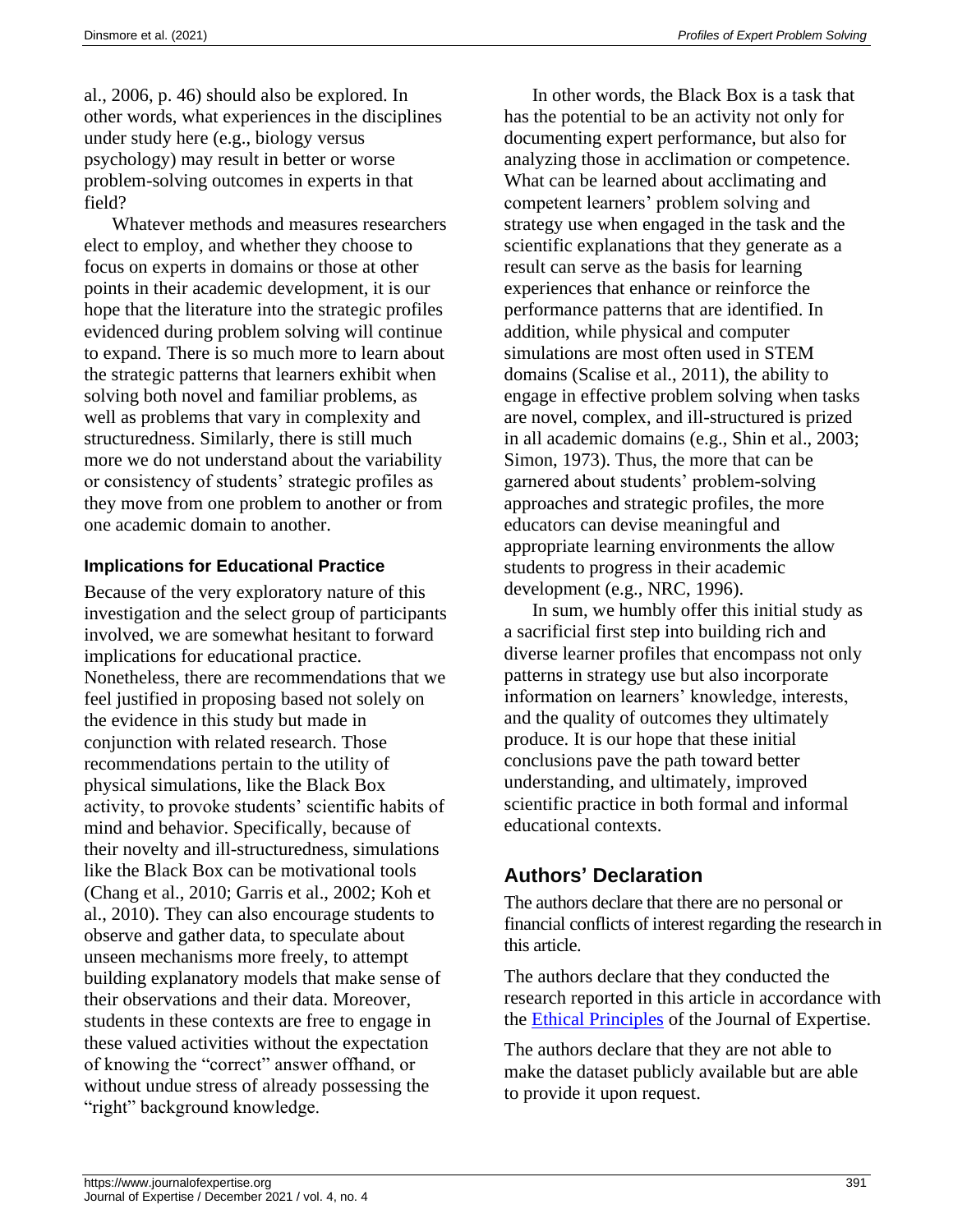al., 2006, p. 46) should also be explored. In other words, what experiences in the disciplines under study here (e.g., biology versus psychology) may result in better or worse problem-solving outcomes in experts in that field?

Whatever methods and measures researchers elect to employ, and whether they choose to focus on experts in domains or those at other points in their academic development, it is our hope that the literature into the strategic profiles evidenced during problem solving will continue to expand. There is so much more to learn about the strategic patterns that learners exhibit when solving both novel and familiar problems, as well as problems that vary in complexity and structuredness. Similarly, there is still much more we do not understand about the variability or consistency of students' strategic profiles as they move from one problem to another or from one academic domain to another.

### Implications for Educational Practice

Because of the very exploratory nature of this investigation and the select group of participants involved, we are somewhat hesitant to forward implications for educational practice. Nonetheless, there are recommendations that we feel justified in proposing based not solely on the evidence in this study but made in conjunction with related research. Those recommendations pertain to the utility of physical simulations, like the Black Box activity, to provoke students' scientific habits of mind and behavior. Specifically, because of their novelty and ill-structuredness, simulations like the Black Box can be motivational tools (Chang et al., 2010; Garris et al., 2002; Koh et al., 2010). They can also encourage students to observe and gather data, to speculate about unseen mechanisms more freely, to attempt building explanatory models that make sense of their observations and their data. Moreover, students in these contexts are free to engage in these valued activities without the expectation of knowing the "correct" answer offhand, or without undue stress of already possessing the "right" background knowledge.

In other words, the Black Box is a task that has the potential to be an activity not only for documenting expert performance, but also for analyzing those in acclimation or competence. What can be learned about acclimating and competent learners' problem solving and strategy use when engaged in the task and the scientific explanations that they generate as a result can serve as the basis for learning experiences that enhance or reinforce the performance patterns that are identified. In addition, while physical and computer simulations are most often used in STEM domains (Scalise et al., 2011), the ability to engage in effective problem solving when tasks are novel, complex, and ill-structured is prized in all academic domains (e.g., Shin et al., 2003; Simon, 1973). Thus, the more that can be garnered about students' problem-solving approaches and strategic profiles, the more educators can devise meaningful and appropriate learning environments the allow students to progress in their academic development (e.g., NRC, 1996).

In sum, we humbly offer this initial study as a sacrificial first step into building rich and diverse learner profiles that encompass not only patterns in strategy use but also incorporate information on learners' knowledge, interests, and the quality of outcomes they ultimately produce. It is our hope that these initial conclusions pave the path toward better understanding, and ultimately, improved scientific practice in both formal and informal educational contexts.

## Authors' Declaration

The authors declare that there are no personal or financial conflicts of interest regarding the research in this article.

The authors declare that they conducted the research reported in this article in accordance with the Ethical Principles of the Journal of Expertise.

The authors declare that they are not able to make the dataset publicly available but are able to provide it upon request.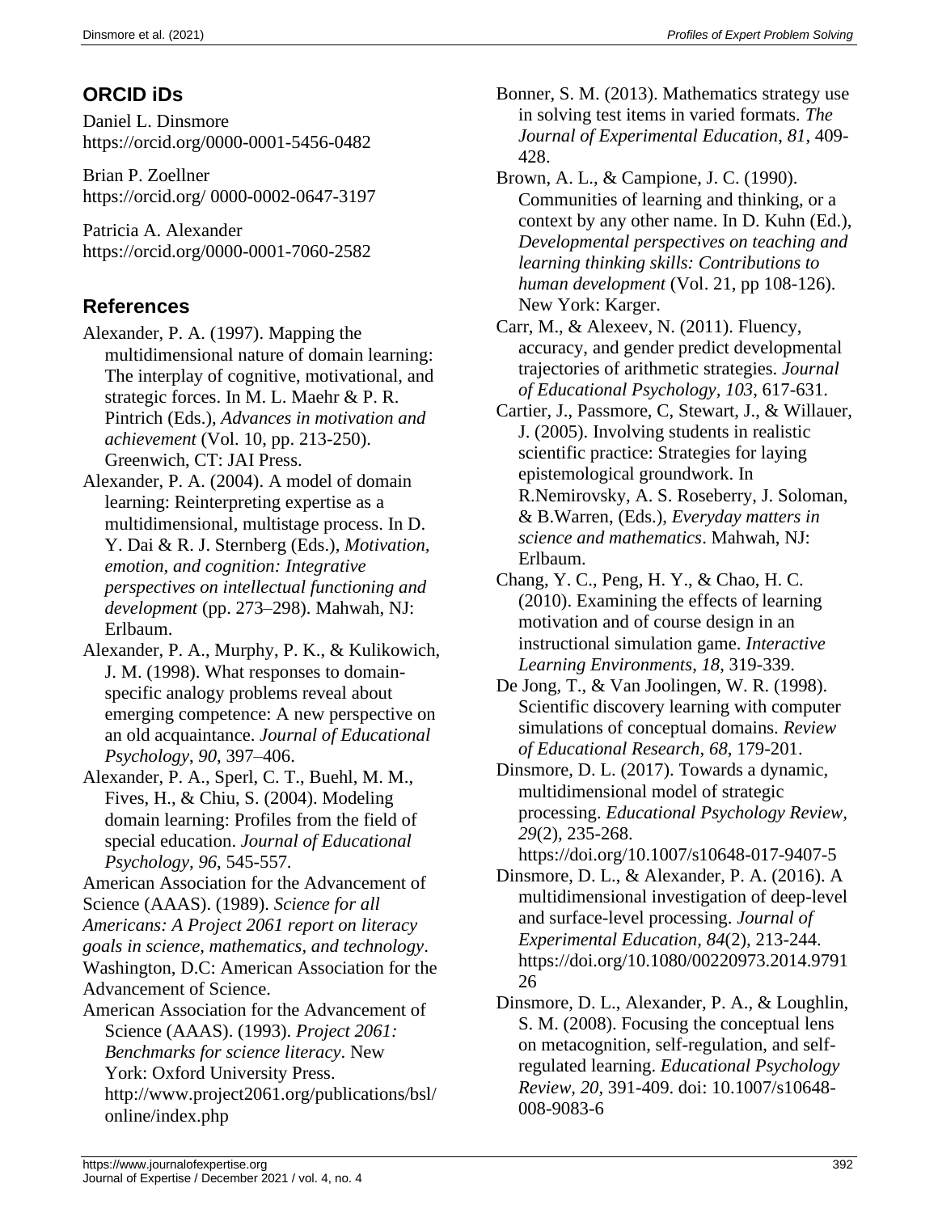## ORCID iDs

Daniel L. Dinsmore
https://orcid.org/0000-0001-5456-0482

Brian P. Zoellner
https://orcid.org/ 0000-0002-0647-3197

Patricia A. Alexander
https://orcid.org/0000-0001-7060-2582

## References

Alexander, P. A. (1997). Mapping the multidimensional nature of domain learning: The interplay of cognitive, motivational, and strategic forces. In M. L. Maehr & P. R. Pintrich (Eds.), *Advances in motivation and achievement* (Vol. 10, pp. 213-250). Greenwich, CT: JAI Press.

Alexander, P. A. (2004). A model of domain learning: Reinterpreting expertise as a multidimensional, multistage process. In D. Y. Dai & R. J. Sternberg (Eds.), *Motivation, emotion, and cognition: Integrative perspectives on intellectual functioning and development* (pp. 273–298). Mahwah, NJ: Erlbaum.

Alexander, P. A., Murphy, P. K., & Kulikowich, J. M. (1998). What responses to domain-specific analogy problems reveal about emerging competence: A new perspective on an old acquaintance. *Journal of Educational Psychology*, *90*, 397–406.

Alexander, P. A., Sperl, C. T., Buehl, M. M., Fives, H., & Chiu, S. (2004). Modeling domain learning: Profiles from the field of special education. *Journal of Educational Psychology, 96*, 545-557.

American Association for the Advancement of Science (AAAS). (1989). *Science for all Americans: A Project 2061 report on literacy goals in science, mathematics, and technology*. Washington, D.C: American Association for the Advancement of Science.

American Association for the Advancement of Science (AAAS). (1993). *Project 2061: Benchmarks for science literacy*. New York: Oxford University Press. http://www.project2061.org/publications/bsl/online/index.php

Bonner, S. M. (2013). Mathematics strategy use in solving test items in varied formats. *The Journal of Experimental Education*, *81*, 409-428.

Brown, A. L., & Campione, J. C. (1990). Communities of learning and thinking, or a context by any other name. In D. Kuhn (Ed.), *Developmental perspectives on teaching and learning thinking skills: Contributions to human development* (Vol. 21, pp 108-126). New York: Karger.

Carr, M., & Alexeev, N. (2011). Fluency, accuracy, and gender predict developmental trajectories of arithmetic strategies. *Journal of Educational Psychology, 103*, 617-631.

Cartier, J., Passmore, C, Stewart, J., & Willauer, J. (2005). Involving students in realistic scientific practice: Strategies for laying epistemological groundwork. In R.Nemirovsky, A. S. Roseberry, J. Soloman, & B.Warren, (Eds.), *Everyday matters in science and mathematics*. Mahwah, NJ: Erlbaum.

Chang, Y. C., Peng, H. Y., & Chao, H. C. (2010). Examining the effects of learning motivation and of course design in an instructional simulation game. *Interactive Learning Environments*, *18*, 319-339.

De Jong, T., & Van Joolingen, W. R. (1998). Scientific discovery learning with computer simulations of conceptual domains. *Review of Educational Research, 68*, 179-201.

Dinsmore, D. L. (2017). Towards a dynamic, multidimensional model of strategic processing. *Educational Psychology Review, 29*(2), 235-268. https://doi.org/10.1007/s10648-017-9407-5

Dinsmore, D. L., & Alexander, P. A. (2016). A multidimensional investigation of deep-level and surface-level processing. *Journal of Experimental Education, 84*(2), 213-244. https://doi.org/10.1080/00220973.2014.979126

Dinsmore, D. L., Alexander, P. A., & Loughlin, S. M. (2008). Focusing the conceptual lens on metacognition, self-regulation, and self-regulated learning. *Educational Psychology Review, 20*, 391-409. doi: 10.1007/s10648-008-9083-6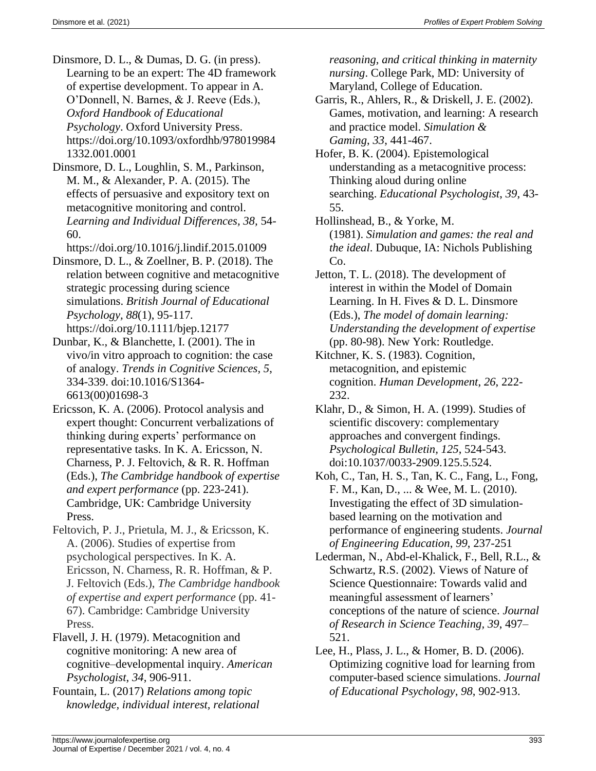Dinsmore, D. L., & Dumas, D. G. (in press). Learning to be an expert: The 4D framework of expertise development. To appear in A. O'Donnell, N. Barnes, & J. Reeve (Eds.), *Oxford Handbook of Educational Psychology*. Oxford University Press. https://doi.org/10.1093/oxfordhb/9780199841332.001.0001

Dinsmore, D. L., Loughlin, S. M., Parkinson, M. M., & Alexander, P. A. (2015). The effects of persuasive and expository text on metacognitive monitoring and control. *Learning and Individual Differences, 38*, 54-60. https://doi.org/10.1016/j.lindif.2015.01009

Dinsmore, D. L., & Zoellner, B. P. (2018). The relation between cognitive and metacognitive strategic processing during science simulations. *British Journal of Educational Psychology, 88*(1), 95-117. https://doi.org/10.1111/bjep.12177

Dunbar, K., & Blanchette, I. (2001). The in vivo/in vitro approach to cognition: the case of analogy. *Trends in Cognitive Sciences, 5*, 334-339. doi:10.1016/S1364-6613(00)01698-3

Ericsson, K. A. (2006). Protocol analysis and expert thought: Concurrent verbalizations of thinking during experts' performance on representative tasks. In K. A. Ericsson, N. Charness, P. J. Feltovich, & R. R. Hoffman (Eds.), *The Cambridge handbook of expertise and expert performance* (pp. 223-241). Cambridge, UK: Cambridge University Press.

Feltovich, P. J., Prietula, M. J., & Ericsson, K. A. (2006). Studies of expertise from psychological perspectives. In K. A. Ericsson, N. Charness, R. R. Hoffman, & P. J. Feltovich (Eds.), *The Cambridge handbook of expertise and expert performance* (pp. 41-67). Cambridge: Cambridge University Press.

Flavell, J. H. (1979). Metacognition and cognitive monitoring: A new area of cognitive–developmental inquiry. *American Psychologist*, *34*, 906-911.

Fountain, L. (2017) *Relations among topic knowledge, individual interest, relational reasoning, and critical thinking in maternity nursing*. College Park, MD: University of Maryland, College of Education.

Garris, R., Ahlers, R., & Driskell, J. E. (2002). Games, motivation, and learning: A research and practice model. *Simulation & Gaming*, *33*, 441-467.

Hofer, B. K. (2004). Epistemological understanding as a metacognitive process: Thinking aloud during online searching. *Educational Psychologist*, *39*, 43-55.

Hollinshead, B., & Yorke, M. (1981). *Simulation and games: the real and the ideal*. Dubuque, IA: Nichols Publishing Co.

Jetton, T. L. (2018). The development of interest in within the Model of Domain Learning. In H. Fives & D. L. Dinsmore (Eds.), *The model of domain learning: Understanding the development of expertise* (pp. 80-98). New York: Routledge.

Kitchner, K. S. (1983). Cognition, metacognition, and epistemic cognition. *Human Development*, *26*, 222-232.

Klahr, D., & Simon, H. A. (1999). Studies of scientific discovery: complementary approaches and convergent findings. *Psychological Bulletin, 125*, 524-543. doi:10.1037/0033-2909.125.5.524.

Koh, C., Tan, H. S., Tan, K. C., Fang, L., Fong, F. M., Kan, D., ... & Wee, M. L. (2010). Investigating the effect of 3D simulation-based learning on the motivation and performance of engineering students. *Journal of Engineering Education*, *99*, 237-251

Lederman, N., Abd-el-Khalick, F., Bell, R.L., & Schwartz, R.S. (2002). Views of Nature of Science Questionnaire: Towards valid and meaningful assessment of learners' conceptions of the nature of science. *Journal of Research in Science Teaching, 39*, 497–521.

Lee, H., Plass, J. L., & Homer, B. D. (2006). Optimizing cognitive load for learning from computer-based science simulations. *Journal of Educational Psychology*, *98*, 902-913.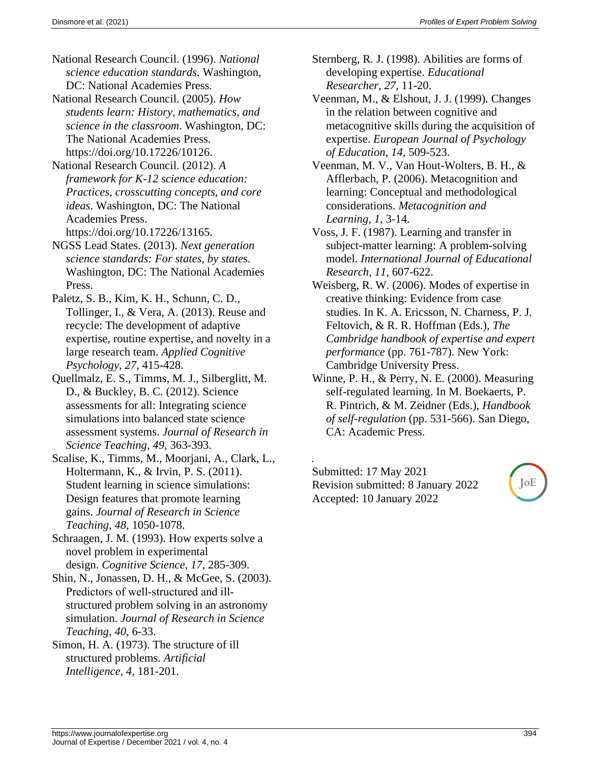National Research Council. (1996). *National science education standards*. Washington, DC: National Academies Press.

National Research Council. (2005). *How students learn: History, mathematics, and science in the classroom*. Washington, DC: The National Academies Press. https://doi.org/10.17226/10126.

National Research Council. (2012). *A framework for K-12 science education: Practices, crosscutting concepts, and core ideas*. Washington, DC: The National Academies Press. https://doi.org/10.17226/13165.

NGSS Lead States. (2013). *Next generation science standards: For states, by states*. Washington, DC: The National Academies Press.

Paletz, S. B., Kim, K. H., Schunn, C. D., Tollinger, I., & Vera, A. (2013). Reuse and recycle: The development of adaptive expertise, routine expertise, and novelty in a large research team. *Applied Cognitive Psychology*, *27*, 415-428.

Quellmalz, E. S., Timms, M. J., Silberglitt, M. D., & Buckley, B. C. (2012). Science assessments for all: Integrating science simulations into balanced state science assessment systems. *Journal of Research in Science Teaching*, *49*, 363-393.

Scalise, K., Timms, M., Moorjani, A., Clark, L., Holtermann, K., & Irvin, P. S. (2011). Student learning in science simulations: Design features that promote learning gains. *Journal of Research in Science Teaching*, *48*, 1050-1078.

Schraagen, J. M. (1993). How experts solve a novel problem in experimental design. *Cognitive Science*, *17*, 285-309.

Shin, N., Jonassen, D. H., & McGee, S. (2003). Predictors of well-structured and ill-structured problem solving in an astronomy simulation. *Journal of Research in Science Teaching*, *40*, 6-33.

Simon, H. A. (1973). The structure of ill structured problems. *Artificial Intelligence*, *4*, 181-201.

Sternberg, R. J. (1998). Abilities are forms of developing expertise. *Educational Researcher*, *27*, 11-20.

Veenman, M., & Elshout, J. J. (1999). Changes in the relation between cognitive and metacognitive skills during the acquisition of expertise. *European Journal of Psychology of Education*, *14*, 509-523.

Veenman, M. V., Van Hout-Wolters, B. H., & Afflerbach, P. (2006). Metacognition and learning: Conceptual and methodological considerations. *Metacognition and Learning*, *1*, 3-14.

Voss, J. F. (1987). Learning and transfer in subject-matter learning: A problem-solving model. *International Journal of Educational Research*, *11*, 607-622.

Weisberg, R. W. (2006). Modes of expertise in creative thinking: Evidence from case studies. In K. A. Ericsson, N. Charness, P. J. Feltovich, & R. R. Hoffman (Eds.), *The Cambridge handbook of expertise and expert performance* (pp. 761-787). New York: Cambridge University Press.

Winne, P. H., & Perry, N. E. (2000). Measuring self-regulated learning. In M. Boekaerts, P. R. Pintrich, & M. Zeidner (Eds.), *Handbook of self-regulation* (pp. 531-566). San Diego, CA: Academic Press.

Submitted: 17 May 2021
Revision submitted: 8 January 2022
Accepted: 10 January 2022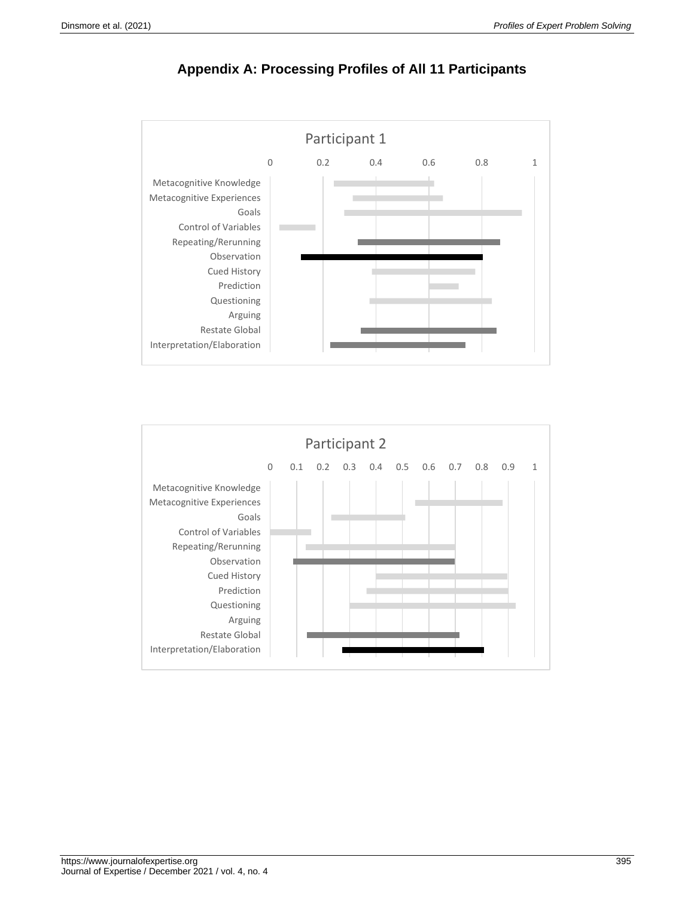## Appendix A: Processing Profiles of All 11 Participants

Participant 1

| | 0 | 0.2 | 0.4 | 0.6 | 0.8 | 1 |
|---|---|---|---|---|---|---|
| Metacognitive Knowledge | | | | | | |
| Metacognitive Experiences | | | | | | |
| Goals | | | | | | |
| Control of Variables | | | | | | |
| Repeating/Rerunning | | | | | | |
| Observation | | | | | | |
| Cued History | | | | | | |
| Prediction | | | | | | |
| Questioning | | | | | | |
| Arguing | | | | | | |
| Restate Global | | | | | | |
| Interpretation/Elaboration | | | | | | |

Participant 2

| | 0 | 0.1 | 0.2 | 0.3 | 0.4 | 0.5 | 0.6 | 0.7 | 0.8 | 0.9 | 1 |
|---|---|---|---|---|---|---|---|---|---|---|---|
| Metacognitive Knowledge | | | | | | | | | | | |
| Metacognitive Experiences | | | | | | | | | | | |
| Goals | | | | | | | | | | | |
| Control of Variables | | | | | | | | | | | |
| Repeating/Rerunning | | | | | | | | | | | |
| Observation | | | | | | | | | | | |
| Cued History | | | | | | | | | | | |
| Prediction | | | | | | | | | | | |
| Questioning | | | | | | | | | | | |
| Arguing | | | | | | | | | | | |
| Restate Global | | | | | | | | | | | |
| Interpretation/Elaboration | | | | | | | | | | | |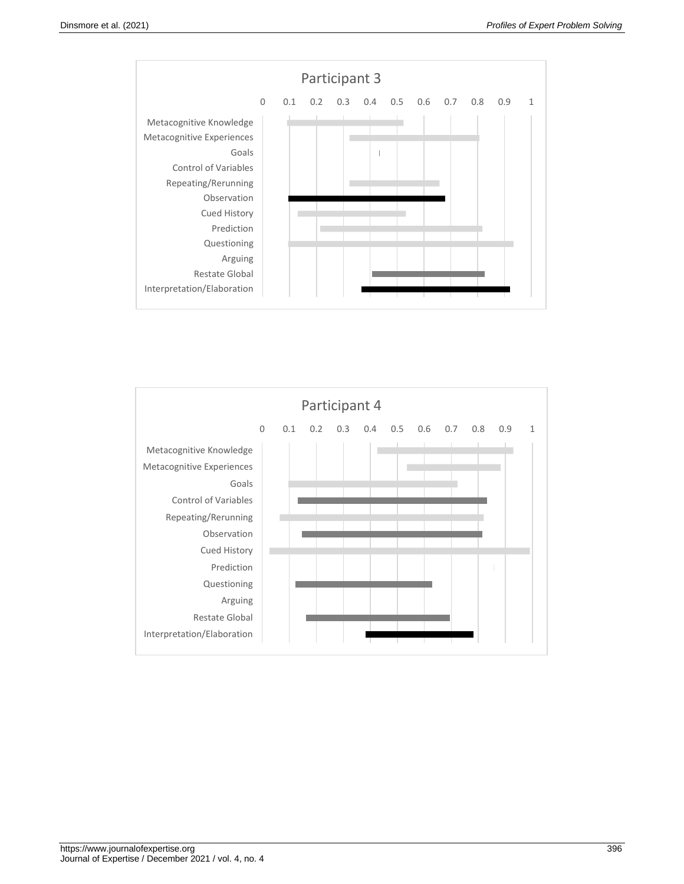Participant 3

0 0.1 0.2 0.3 0.4 0.5 0.6 0.7 0.8 0.9 1

Metacognitive Knowledge
Metacognitive Experiences
Goals
Control of Variables
Repeating/Rerunning
Observation
Cued History
Prediction
Questioning
Arguing
Restate Global
Interpretation/Elaboration

Participant 4

0 0.1 0.2 0.3 0.4 0.5 0.6 0.7 0.8 0.9 1

Metacognitive Knowledge
Metacognitive Experiences
Goals
Control of Variables
Repeating/Rerunning
Observation
Cued History
Prediction
Questioning
Arguing
Restate Global
Interpretation/Elaboration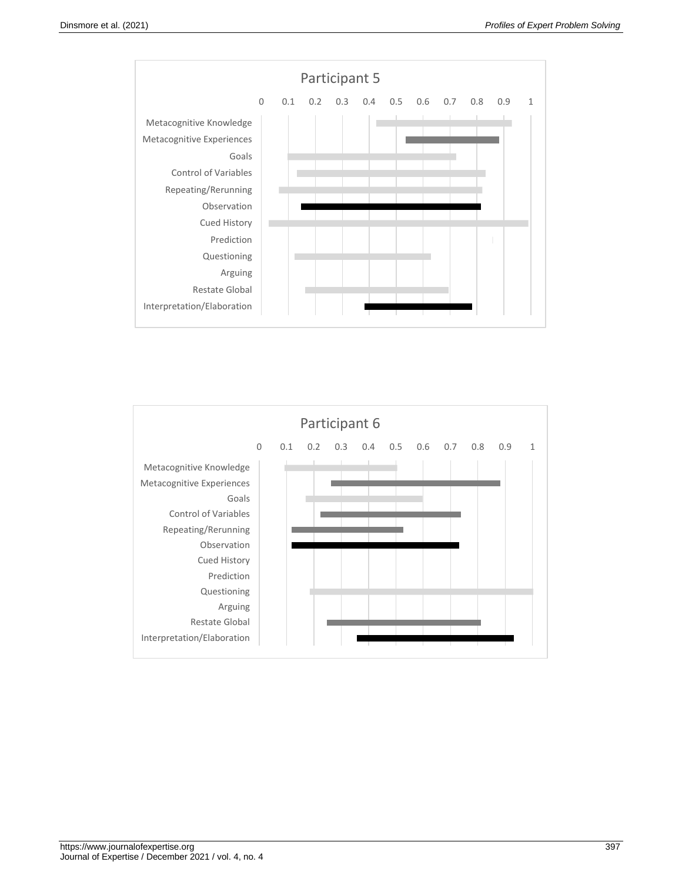Participant 5

0 0.1 0.2 0.3 0.4 0.5 0.6 0.7 0.8 0.9 1

Metacognitive Knowledge
Metacognitive Experiences
Goals
Control of Variables
Repeating/Rerunning
Observation
Cued History
Prediction
Questioning
Arguing
Restate Global
Interpretation/Elaboration

Participant 6

0 0.1 0.2 0.3 0.4 0.5 0.6 0.7 0.8 0.9 1

Metacognitive Knowledge
Metacognitive Experiences
Goals
Control of Variables
Repeating/Rerunning
Observation
Cued History
Prediction
Questioning
Arguing
Restate Global
Interpretation/Elaboration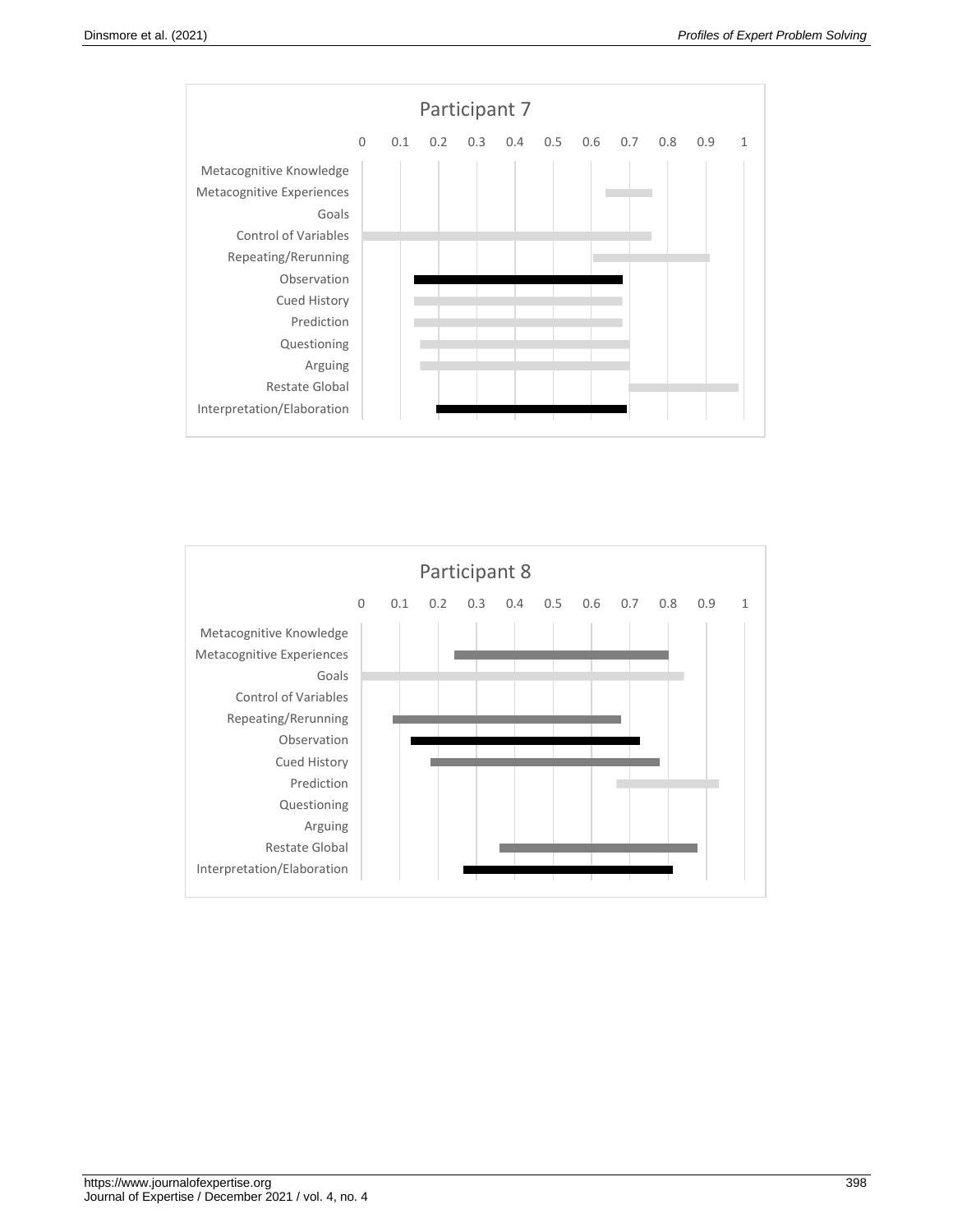Participant 7

0 0.1 0.2 0.3 0.4 0.5 0.6 0.7 0.8 0.9 1

Metacognitive Knowledge
Metacognitive Experiences
Goals
Control of Variables
Repeating/Rerunning
Observation
Cued History
Prediction
Questioning
Arguing
Restate Global
Interpretation/Elaboration

Participant 8

0 0.1 0.2 0.3 0.4 0.5 0.6 0.7 0.8 0.9 1

Metacognitive Knowledge
Metacognitive Experiences
Goals
Control of Variables
Repeating/Rerunning
Observation
Cued History
Prediction
Questioning
Arguing
Restate Global
Interpretation/Elaboration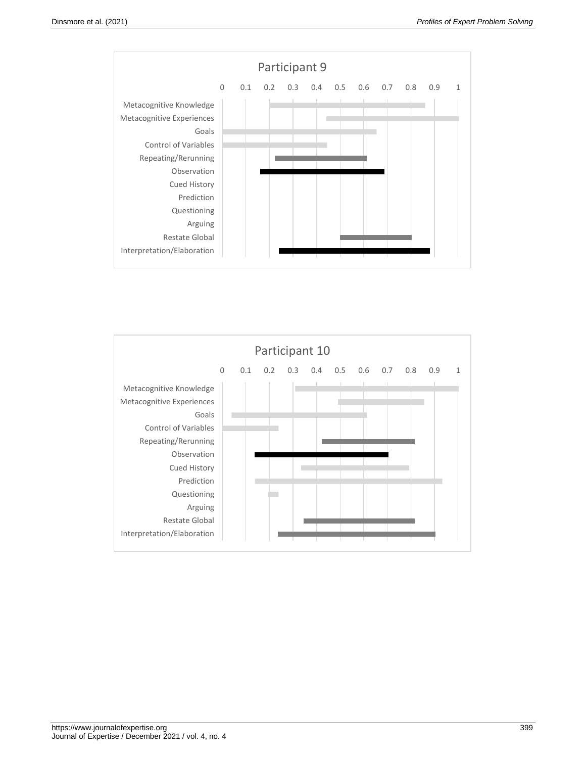**Participant 9**

| | Start | End |
|---|---|---|
| Metacognitive Knowledge | 0.2 | 0.86 |
| Metacognitive Experiences | 0.44 | 1 |
| Goals | 0 | 0.65 |
| Control of Variables | 0 | 0.44 |
| Repeating/Rerunning | 0.22 | 0.61 |
| Observation | 0.16 | 0.69 |
| Cued History | | |
| Prediction | | |
| Questioning | | |
| Arguing | | |
| Restate Global | 0.5 | 0.8 |
| Interpretation/Elaboration | 0.24 | 0.88 |

**Participant 10**

| | Start | End |
|---|---|---|
| Metacognitive Knowledge | 0.31 | 1 |
| Metacognitive Experiences | 0.49 | 0.86 |
| Goals | 0.04 | 0.61 |
| Control of Variables | 0 | 0.24 |
| Repeating/Rerunning | 0.42 | 0.82 |
| Observation | 0.14 | 0.7 |
| Cued History | 0.33 | 0.79 |
| Prediction | 0.14 | 0.93 |
| Questioning | 0.19 | 0.24 |
| Arguing | | |
| Restate Global | 0.34 | 0.82 |
| Interpretation/Elaboration | 0.24 | 0.9 |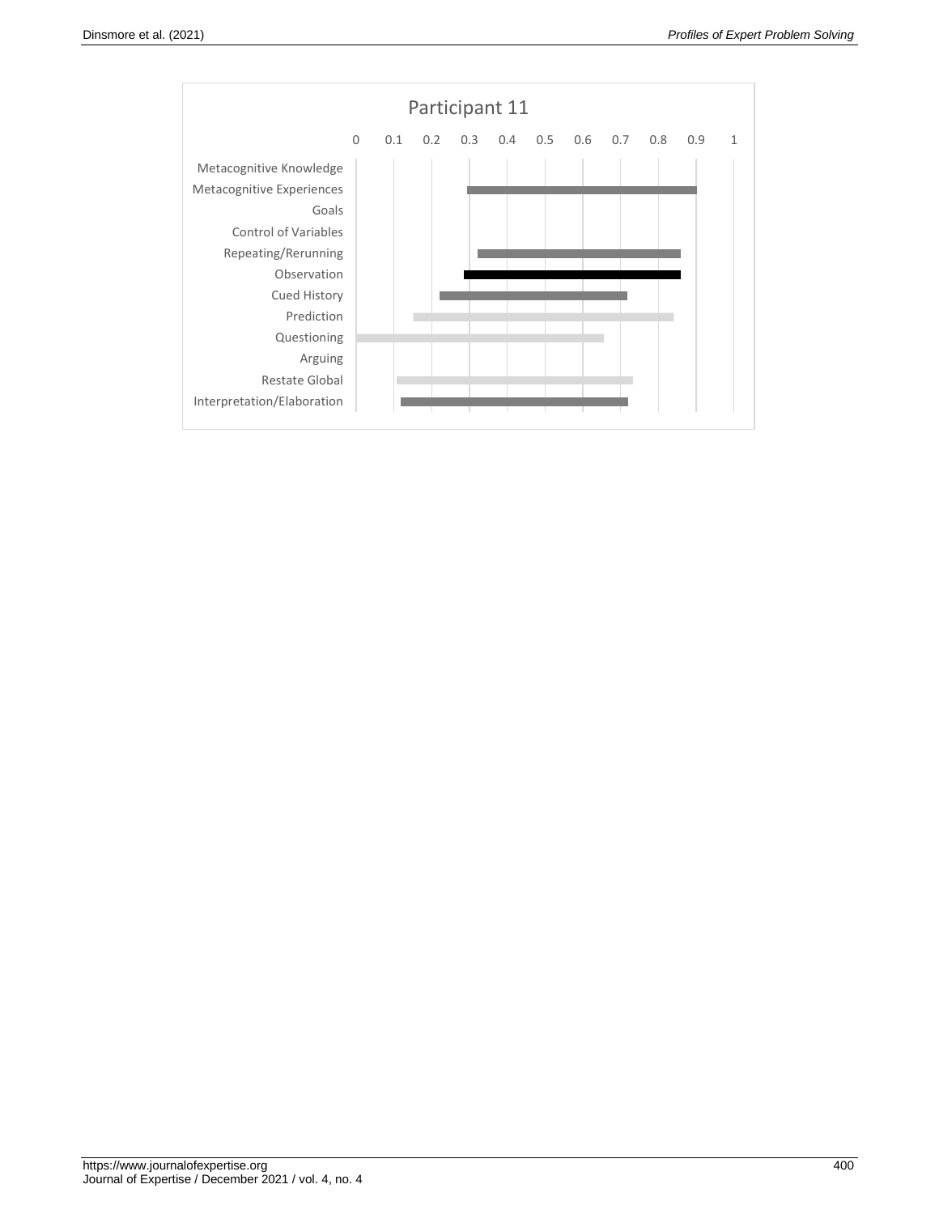Participant 11

0 0.1 0.2 0.3 0.4 0.5 0.6 0.7 0.8 0.9 1

Metacognitive Knowledge

Metacognitive Experiences

Goals

Control of Variables

Repeating/Rerunning

Observation

Cued History

Prediction

Questioning

Arguing

Restate Global

Interpretation/Elaboration